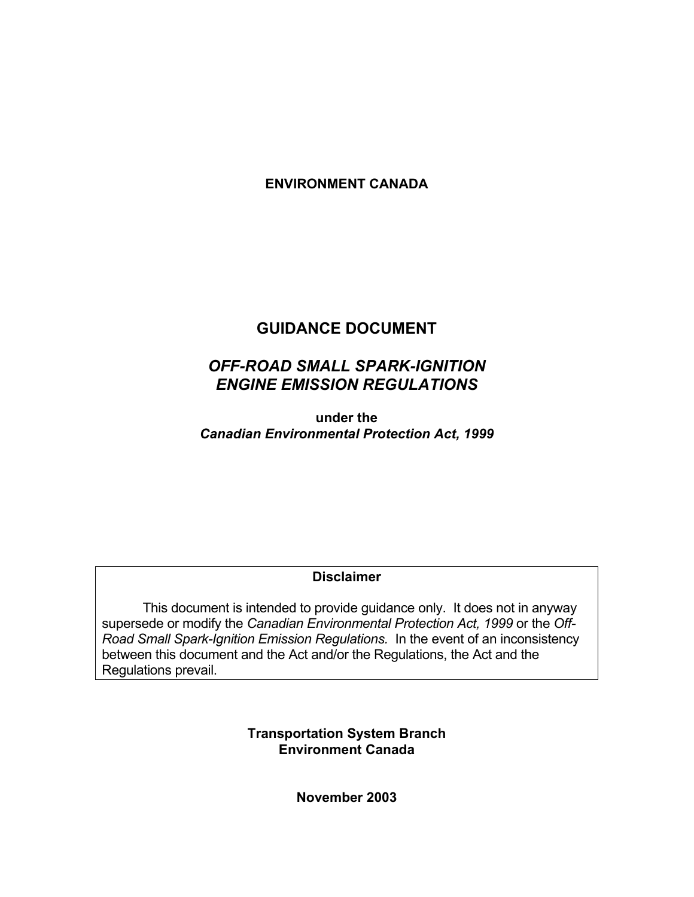**ENVIRONMENT CANADA**

# GUIDANCE DOCUMENT

## *OFF-ROAD SMALL SPARK-IGNITION ENGINE EMISSION REGULATIONS*

**under the**
***Canadian Environmental Protection Act, 1999***

**Disclaimer**

This document is intended to provide guidance only. It does not in anyway supersede or modify the *Canadian Environmental Protection Act, 1999* or the *Off-Road Small Spark-Ignition Emission Regulations.* In the event of an inconsistency between this document and the Act and/or the Regulations, the Act and the Regulations prevail.

**Transportation System Branch**
**Environment Canada**

**November 2003**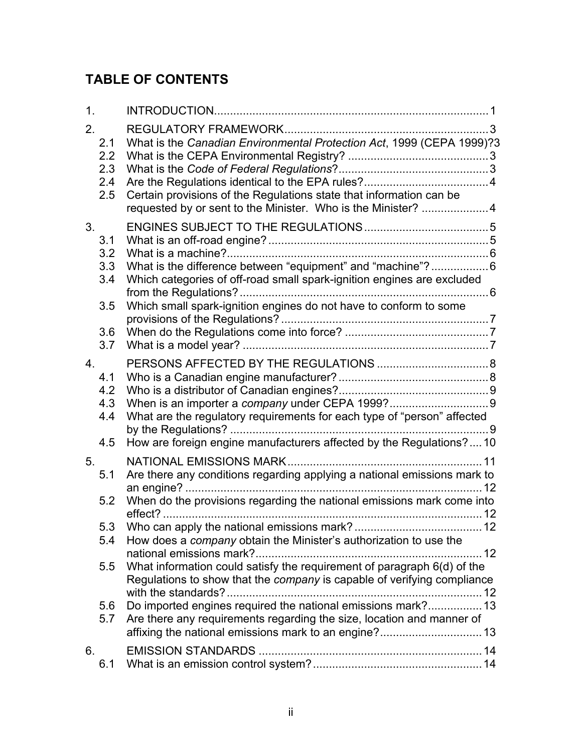# TABLE OF CONTENTS

| | | |
|---|---|---|
| 1. | INTRODUCTION | 1 |
| 2. | REGULATORY FRAMEWORK | 3 |
| 2.1 | What is the *Canadian Environmental Protection Act*, 1999 (CEPA 1999)? | 3 |
| 2.2 | What is the CEPA Environmental Registry? | 3 |
| 2.3 | What is the *Code of Federal Regulations*? | 3 |
| 2.4 | Are the Regulations identical to the EPA rules? | 4 |
| 2.5 | Certain provisions of the Regulations state that information can be requested by or sent to the Minister. Who is the Minister? | 4 |
| 3. | ENGINES SUBJECT TO THE REGULATIONS | 5 |
| 3.1 | What is an off-road engine? | 5 |
| 3.2 | What is a machine? | 6 |
| 3.3 | What is the difference between "equipment" and "machine"? | 6 |
| 3.4 | Which categories of off-road small spark-ignition engines are excluded from the Regulations? | 6 |
| 3.5 | Which small spark-ignition engines do not have to conform to some provisions of the Regulations? | 7 |
| 3.6 | When do the Regulations come into force? | 7 |
| 3.7 | What is a model year? | 7 |
| 4. | PERSONS AFFECTED BY THE REGULATIONS | 8 |
| 4.1 | Who is a Canadian engine manufacturer? | 8 |
| 4.2 | Who is a distributor of Canadian engines? | 9 |
| 4.3 | When is an importer a *company* under CEPA 1999? | 9 |
| 4.4 | What are the regulatory requirements for each type of "person" affected by the Regulations? | 9 |
| 4.5 | How are foreign engine manufacturers affected by the Regulations? | 10 |
| 5. | NATIONAL EMISSIONS MARK | 11 |
| 5.1 | Are there any conditions regarding applying a national emissions mark to an engine? | 12 |
| 5.2 | When do the provisions regarding the national emissions mark come into effect? | 12 |
| 5.3 | Who can apply the national emissions mark? | 12 |
| 5.4 | How does a *company* obtain the Minister's authorization to use the national emissions mark? | 12 |
| 5.5 | What information could satisfy the requirement of paragraph 6(d) of the Regulations to show that the *company* is capable of verifying compliance with the standards? | 12 |
| 5.6 | Do imported engines required the national emissions mark? | 13 |
| 5.7 | Are there any requirements regarding the size, location and manner of affixing the national emissions mark to an engine? | 13 |
| 6. | EMISSION STANDARDS | 14 |
| 6.1 | What is an emission control system? | 14 |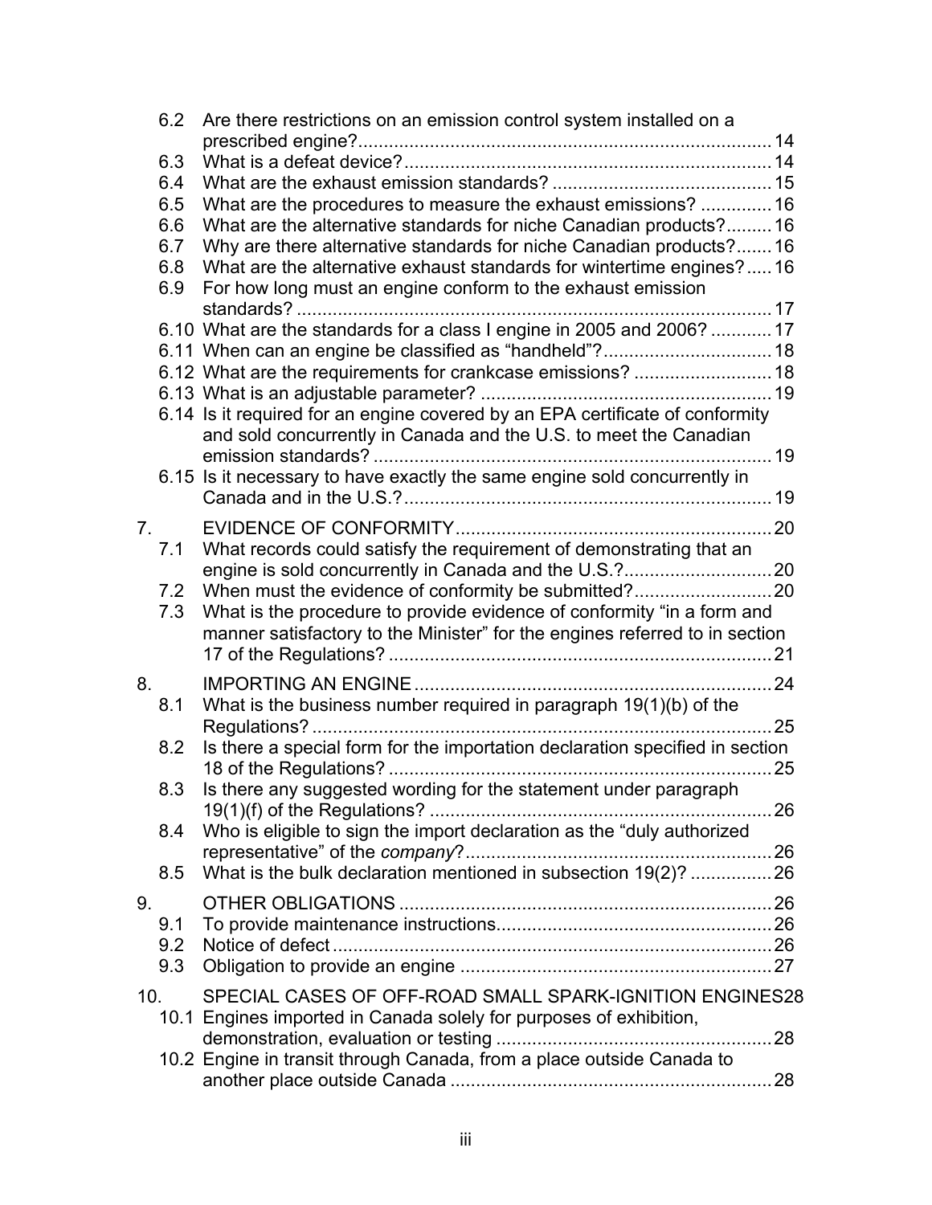6.2 Are there restrictions on an emission control system installed on a prescribed engine? 14
6.3 What is a defeat device? 14
6.4 What are the exhaust emission standards? 15
6.5 What are the procedures to measure the exhaust emissions? 16
6.6 What are the alternative standards for niche Canadian products? 16
6.7 Why are there alternative standards for niche Canadian products? 16
6.8 What are the alternative exhaust standards for wintertime engines? 16
6.9 For how long must an engine conform to the exhaust emission standards? 17
6.10 What are the standards for a class I engine in 2005 and 2006? 17
6.11 When can an engine be classified as "handheld"? 18
6.12 What are the requirements for crankcase emissions? 18
6.13 What is an adjustable parameter? 19
6.14 Is it required for an engine covered by an EPA certificate of conformity and sold concurrently in Canada and the U.S. to meet the Canadian emission standards? 19
6.15 Is it necessary to have exactly the same engine sold concurrently in Canada and in the U.S.? 19

7. EVIDENCE OF CONFORMITY 20
7.1 What records could satisfy the requirement of demonstrating that an engine is sold concurrently in Canada and the U.S.? 20
7.2 When must the evidence of conformity be submitted? 20
7.3 What is the procedure to provide evidence of conformity "in a form and manner satisfactory to the Minister" for the engines referred to in section 17 of the Regulations? 21

8. IMPORTING AN ENGINE 24
8.1 What is the business number required in paragraph 19(1)(b) of the Regulations? 25
8.2 Is there a special form for the importation declaration specified in section 18 of the Regulations? 25
8.3 Is there any suggested wording for the statement under paragraph 19(1)(f) of the Regulations? 26
8.4 Who is eligible to sign the import declaration as the "duly authorized representative" of the *company*? 26
8.5 What is the bulk declaration mentioned in subsection 19(2)? 26

9. OTHER OBLIGATIONS 26
9.1 To provide maintenance instructions 26
9.2 Notice of defect 26
9.3 Obligation to provide an engine 27

10. SPECIAL CASES OF OFF-ROAD SMALL SPARK-IGNITION ENGINES 28
10.1 Engines imported in Canada solely for purposes of exhibition, demonstration, evaluation or testing 28
10.2 Engine in transit through Canada, from a place outside Canada to another place outside Canada 28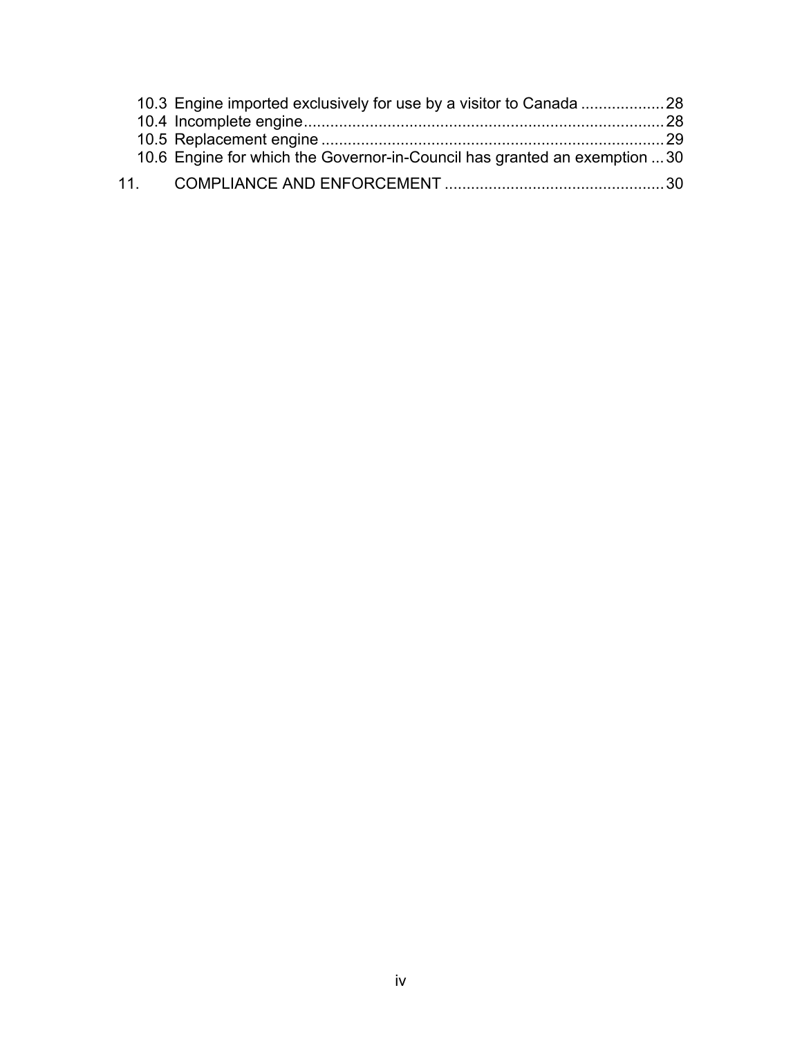10.3 Engine imported exclusively for use by a visitor to Canada ................... 28
10.4 Incomplete engine .................................................................................. 28
10.5 Replacement engine ............................................................................... 29
10.6 Engine for which the Governor-in-Council has granted an exemption ... 30

11. COMPLIANCE AND ENFORCEMENT .................................................. 30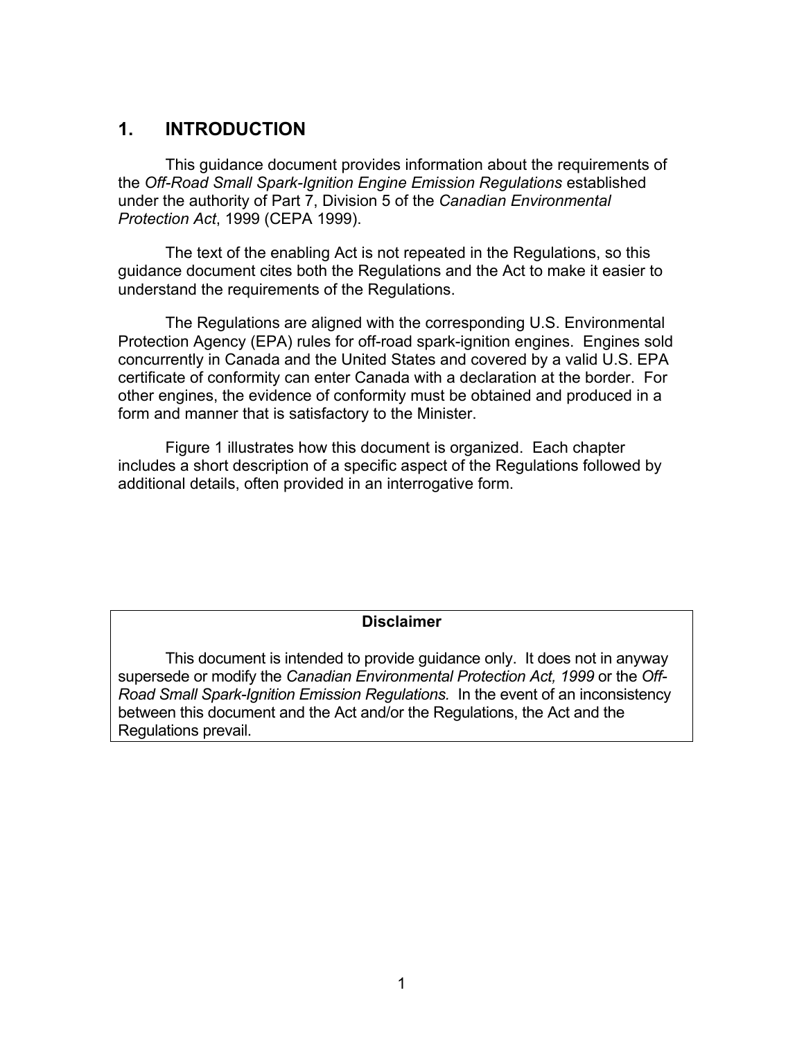# 1. INTRODUCTION

This guidance document provides information about the requirements of the *Off-Road Small Spark-Ignition Engine Emission Regulations* established under the authority of Part 7, Division 5 of the *Canadian Environmental Protection Act*, 1999 (CEPA 1999).

The text of the enabling Act is not repeated in the Regulations, so this guidance document cites both the Regulations and the Act to make it easier to understand the requirements of the Regulations.

The Regulations are aligned with the corresponding U.S. Environmental Protection Agency (EPA) rules for off-road spark-ignition engines. Engines sold concurrently in Canada and the United States and covered by a valid U.S. EPA certificate of conformity can enter Canada with a declaration at the border. For other engines, the evidence of conformity must be obtained and produced in a form and manner that is satisfactory to the Minister.

Figure 1 illustrates how this document is organized. Each chapter includes a short description of a specific aspect of the Regulations followed by additional details, often provided in an interrogative form.

**Disclaimer**

This document is intended to provide guidance only. It does not in anyway supersede or modify the *Canadian Environmental Protection Act, 1999* or the *Off-Road Small Spark-Ignition Emission Regulations.* In the event of an inconsistency between this document and the Act and/or the Regulations, the Act and the Regulations prevail.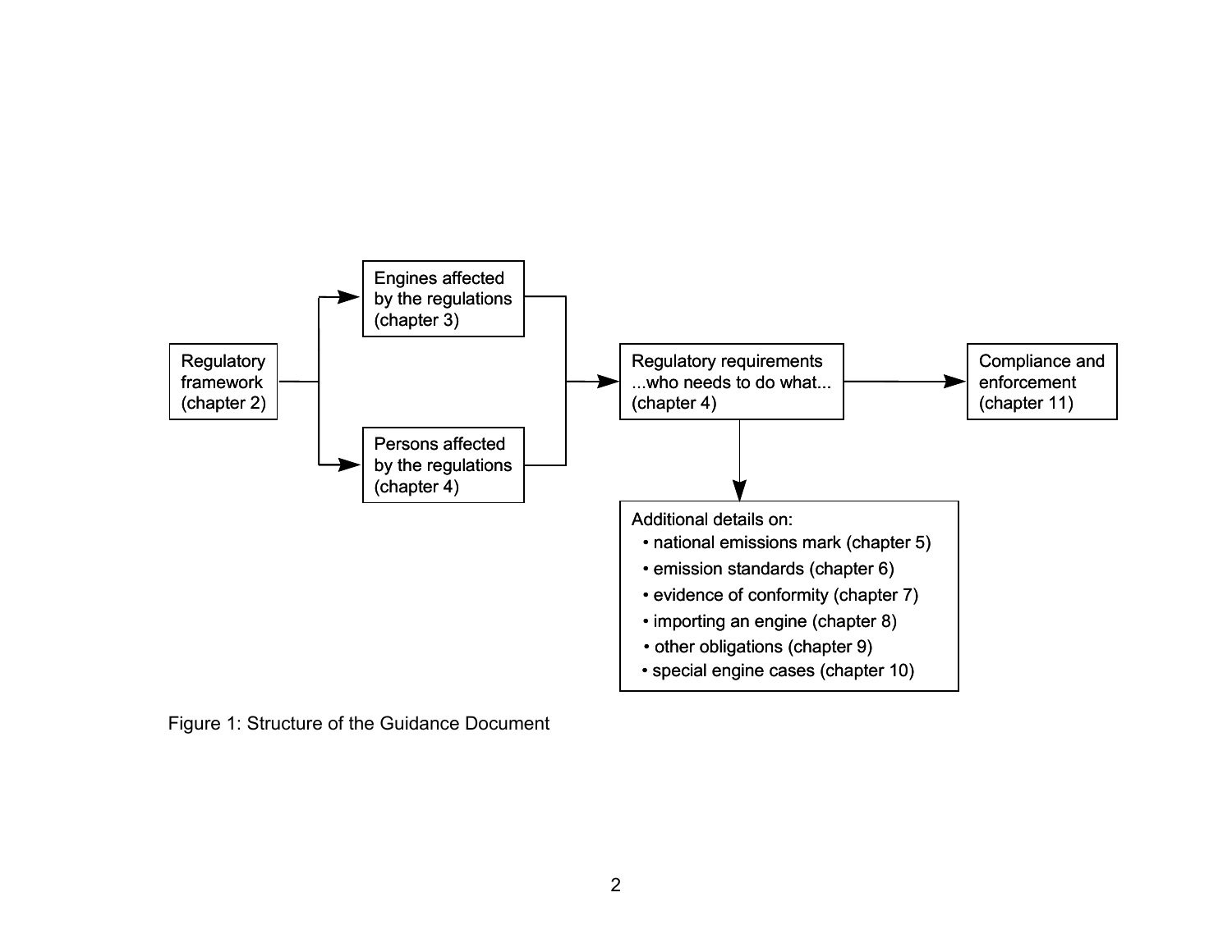Regulatory framework (chapter 2)

Engines affected by the regulations (chapter 3)

Persons affected by the regulations (chapter 4)

Regulatory requirements ...who needs to do what... (chapter 4)

Compliance and enforcement (chapter 11)

Additional details on:

- national emissions mark (chapter 5)
- emission standards (chapter 6)
- evidence of conformity (chapter 7)
- importing an engine (chapter 8)
- other obligations (chapter 9)
- special engine cases (chapter 10)

Figure 1: Structure of the Guidance Document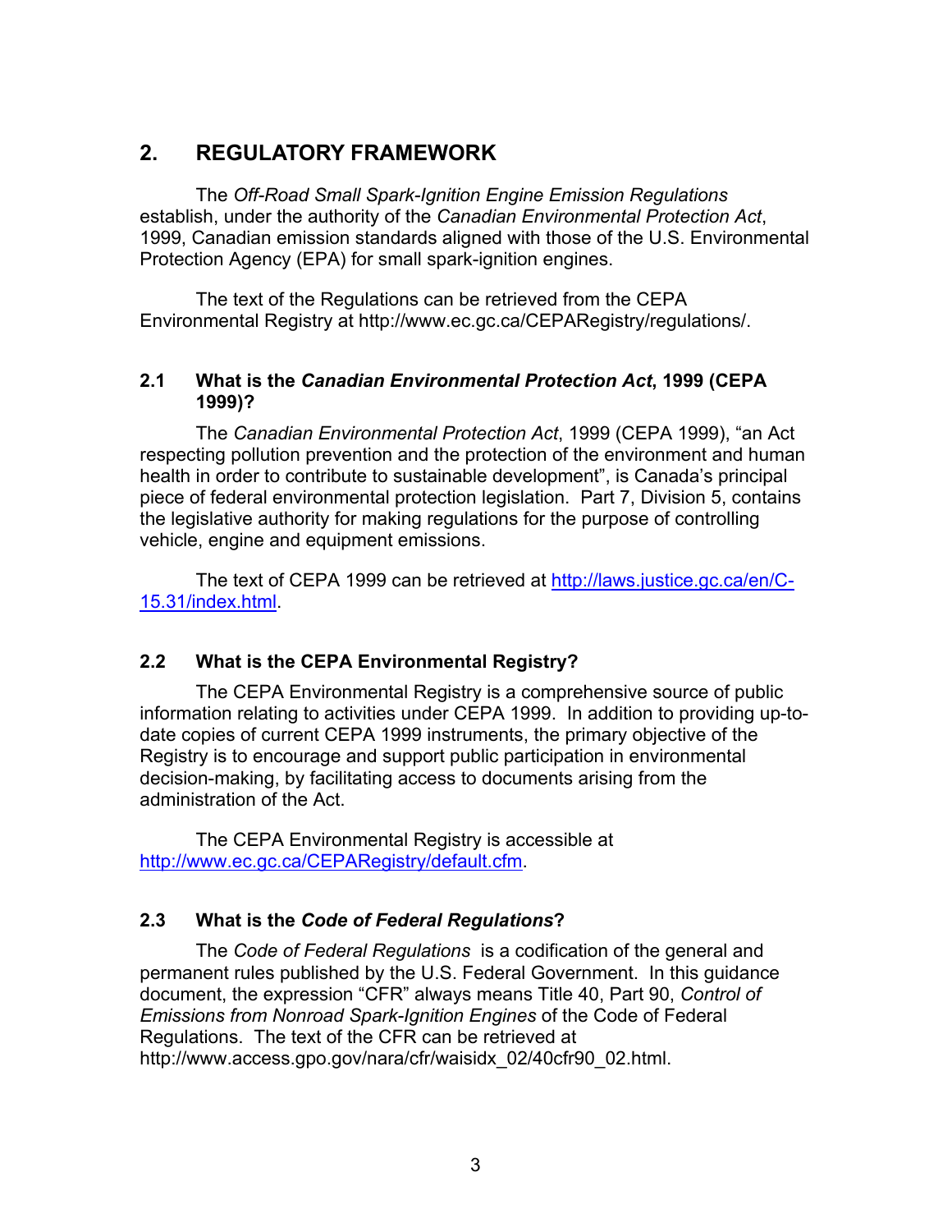## 2. REGULATORY FRAMEWORK

The *Off-Road Small Spark-Ignition Engine Emission Regulations* establish, under the authority of the *Canadian Environmental Protection Act*, 1999, Canadian emission standards aligned with those of the U.S. Environmental Protection Agency (EPA) for small spark-ignition engines.

The text of the Regulations can be retrieved from the CEPA Environmental Registry at http://www.ec.gc.ca/CEPARegistry/regulations/.

### 2.1 What is the *Canadian Environmental Protection Act*, 1999 (CEPA 1999)?

The *Canadian Environmental Protection Act*, 1999 (CEPA 1999), "an Act respecting pollution prevention and the protection of the environment and human health in order to contribute to sustainable development", is Canada's principal piece of federal environmental protection legislation. Part 7, Division 5, contains the legislative authority for making regulations for the purpose of controlling vehicle, engine and equipment emissions.

The text of CEPA 1999 can be retrieved at http://laws.justice.gc.ca/en/C-15.31/index.html.

### 2.2 What is the CEPA Environmental Registry?

The CEPA Environmental Registry is a comprehensive source of public information relating to activities under CEPA 1999. In addition to providing up-to-date copies of current CEPA 1999 instruments, the primary objective of the Registry is to encourage and support public participation in environmental decision-making, by facilitating access to documents arising from the administration of the Act.

The CEPA Environmental Registry is accessible at http://www.ec.gc.ca/CEPARegistry/default.cfm.

### 2.3 What is the *Code of Federal Regulations*?

The *Code of Federal Regulations* is a codification of the general and permanent rules published by the U.S. Federal Government. In this guidance document, the expression "CFR" always means Title 40, Part 90, *Control of Emissions from Nonroad Spark-Ignition Engines* of the Code of Federal Regulations. The text of the CFR can be retrieved at http://www.access.gpo.gov/nara/cfr/waisidx_02/40cfr90_02.html.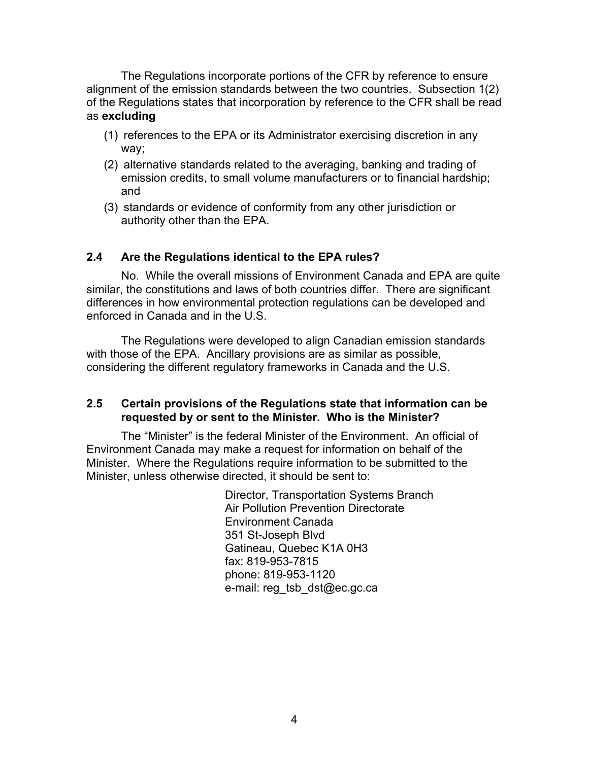The Regulations incorporate portions of the CFR by reference to ensure alignment of the emission standards between the two countries. Subsection 1(2) of the Regulations states that incorporation by reference to the CFR shall be read as **excluding**

(1) references to the EPA or its Administrator exercising discretion in any way;
(2) alternative standards related to the averaging, banking and trading of emission credits, to small volume manufacturers or to financial hardship; and
(3) standards or evidence of conformity from any other jurisdiction or authority other than the EPA.

### 2.4 Are the Regulations identical to the EPA rules?

No. While the overall missions of Environment Canada and EPA are quite similar, the constitutions and laws of both countries differ. There are significant differences in how environmental protection regulations can be developed and enforced in Canada and in the U.S.

The Regulations were developed to align Canadian emission standards with those of the EPA. Ancillary provisions are as similar as possible, considering the different regulatory frameworks in Canada and the U.S.

### 2.5 Certain provisions of the Regulations state that information can be requested by or sent to the Minister. Who is the Minister?

The "Minister" is the federal Minister of the Environment. An official of Environment Canada may make a request for information on behalf of the Minister. Where the Regulations require information to be submitted to the Minister, unless otherwise directed, it should be sent to:

Director, Transportation Systems Branch
Air Pollution Prevention Directorate
Environment Canada
351 St-Joseph Blvd
Gatineau, Quebec K1A 0H3
fax: 819-953-7815
phone: 819-953-1120
e-mail: reg_tsb_dst@ec.gc.ca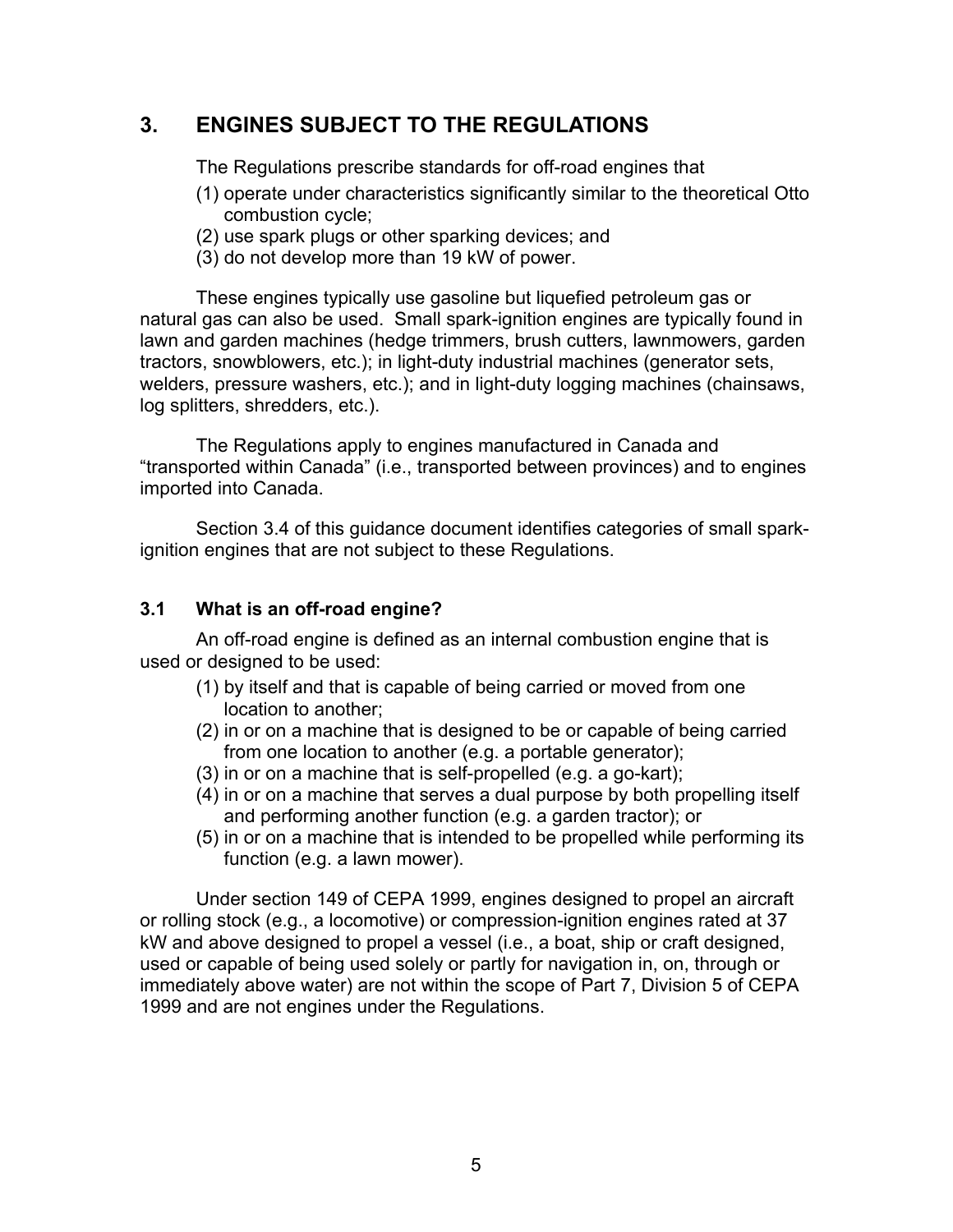# 3. ENGINES SUBJECT TO THE REGULATIONS

The Regulations prescribe standards for off-road engines that

(1) operate under characteristics significantly similar to the theoretical Otto combustion cycle;
(2) use spark plugs or other sparking devices; and
(3) do not develop more than 19 kW of power.

These engines typically use gasoline but liquefied petroleum gas or natural gas can also be used. Small spark-ignition engines are typically found in lawn and garden machines (hedge trimmers, brush cutters, lawnmowers, garden tractors, snowblowers, etc.); in light-duty industrial machines (generator sets, welders, pressure washers, etc.); and in light-duty logging machines (chainsaws, log splitters, shredders, etc.).

The Regulations apply to engines manufactured in Canada and "transported within Canada" (i.e., transported between provinces) and to engines imported into Canada.

Section 3.4 of this guidance document identifies categories of small spark-ignition engines that are not subject to these Regulations.

## 3.1 What is an off-road engine?

An off-road engine is defined as an internal combustion engine that is used or designed to be used:

(1) by itself and that is capable of being carried or moved from one location to another;
(2) in or on a machine that is designed to be or capable of being carried from one location to another (e.g. a portable generator);
(3) in or on a machine that is self-propelled (e.g. a go-kart);
(4) in or on a machine that serves a dual purpose by both propelling itself and performing another function (e.g. a garden tractor); or
(5) in or on a machine that is intended to be propelled while performing its function (e.g. a lawn mower).

Under section 149 of CEPA 1999, engines designed to propel an aircraft or rolling stock (e.g., a locomotive) or compression-ignition engines rated at 37 kW and above designed to propel a vessel (i.e., a boat, ship or craft designed, used or capable of being used solely or partly for navigation in, on, through or immediately above water) are not within the scope of Part 7, Division 5 of CEPA 1999 and are not engines under the Regulations.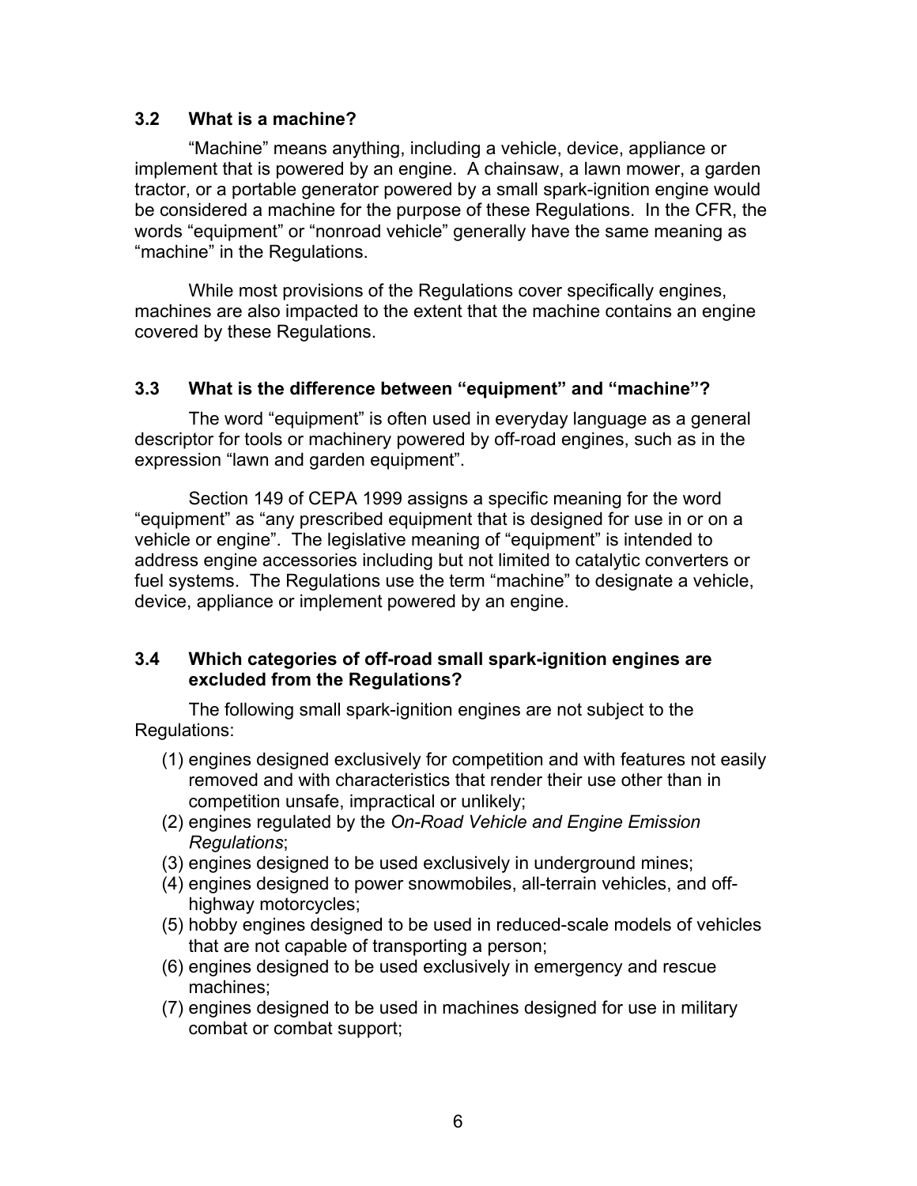### 3.2 What is a machine?

"Machine" means anything, including a vehicle, device, appliance or implement that is powered by an engine. A chainsaw, a lawn mower, a garden tractor, or a portable generator powered by a small spark-ignition engine would be considered a machine for the purpose of these Regulations. In the CFR, the words "equipment" or "nonroad vehicle" generally have the same meaning as "machine" in the Regulations.

While most provisions of the Regulations cover specifically engines, machines are also impacted to the extent that the machine contains an engine covered by these Regulations.

### 3.3 What is the difference between "equipment" and "machine"?

The word "equipment" is often used in everyday language as a general descriptor for tools or machinery powered by off-road engines, such as in the expression "lawn and garden equipment".

Section 149 of CEPA 1999 assigns a specific meaning for the word "equipment" as "any prescribed equipment that is designed for use in or on a vehicle or engine". The legislative meaning of "equipment" is intended to address engine accessories including but not limited to catalytic converters or fuel systems. The Regulations use the term "machine" to designate a vehicle, device, appliance or implement powered by an engine.

### 3.4 Which categories of off-road small spark-ignition engines are excluded from the Regulations?

The following small spark-ignition engines are not subject to the Regulations:

(1) engines designed exclusively for competition and with features not easily removed and with characteristics that render their use other than in competition unsafe, impractical or unlikely;
(2) engines regulated by the *On-Road Vehicle and Engine Emission Regulations*;
(3) engines designed to be used exclusively in underground mines;
(4) engines designed to power snowmobiles, all-terrain vehicles, and off-highway motorcycles;
(5) hobby engines designed to be used in reduced-scale models of vehicles that are not capable of transporting a person;
(6) engines designed to be used exclusively in emergency and rescue machines;
(7) engines designed to be used in machines designed for use in military combat or combat support;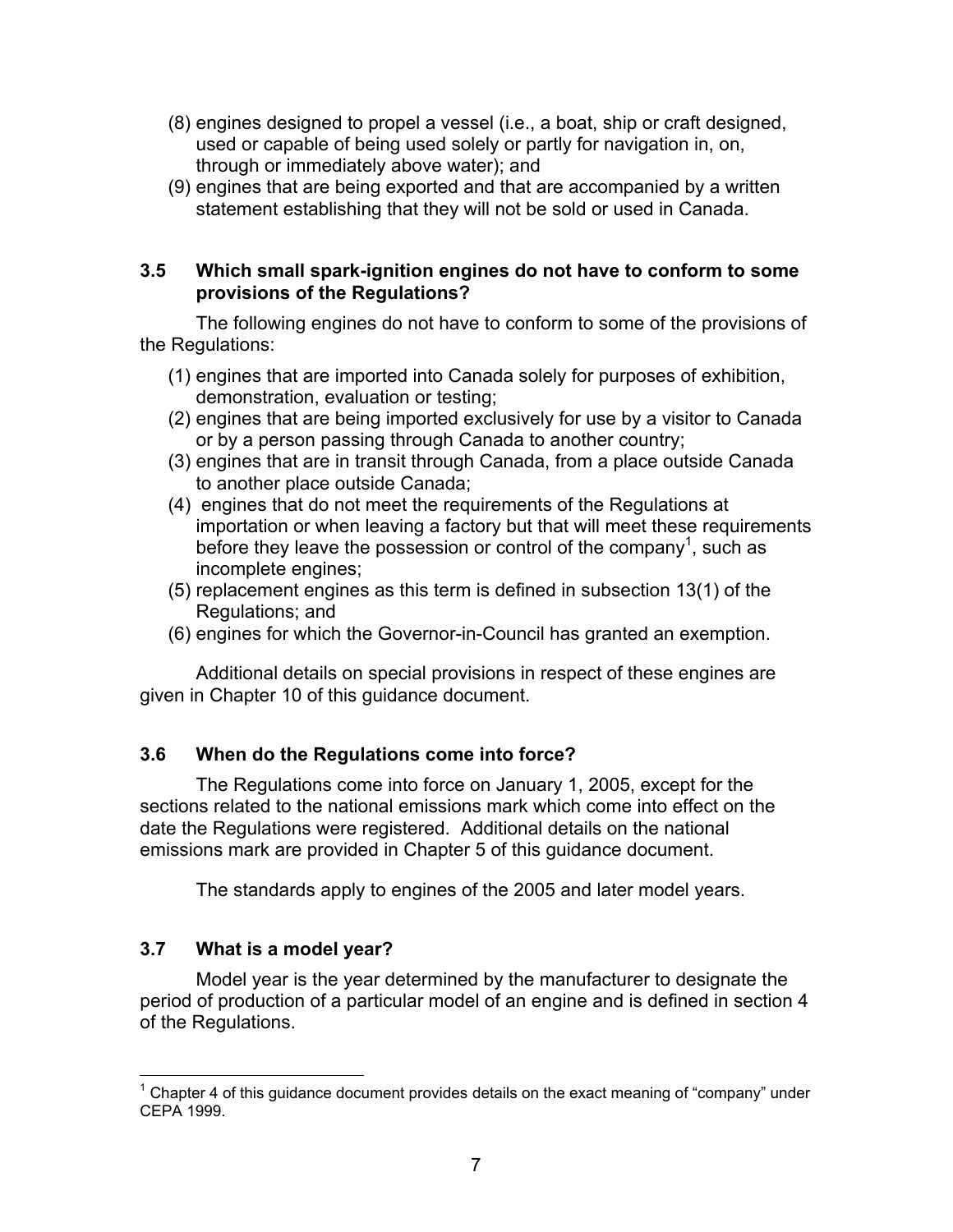(8) engines designed to propel a vessel (i.e., a boat, ship or craft designed, used or capable of being used solely or partly for navigation in, on, through or immediately above water); and

(9) engines that are being exported and that are accompanied by a written statement establishing that they will not be sold or used in Canada.

### 3.5 Which small spark-ignition engines do not have to conform to some provisions of the Regulations?

The following engines do not have to conform to some of the provisions of the Regulations:

(1) engines that are imported into Canada solely for purposes of exhibition, demonstration, evaluation or testing;

(2) engines that are being imported exclusively for use by a visitor to Canada or by a person passing through Canada to another country;

(3) engines that are in transit through Canada, from a place outside Canada to another place outside Canada;

(4) engines that do not meet the requirements of the Regulations at importation or when leaving a factory but that will meet these requirements before they leave the possession or control of the company[1], such as incomplete engines;

(5) replacement engines as this term is defined in subsection 13(1) of the Regulations; and

(6) engines for which the Governor-in-Council has granted an exemption.

Additional details on special provisions in respect of these engines are given in Chapter 10 of this guidance document.

### 3.6 When do the Regulations come into force?

The Regulations come into force on January 1, 2005, except for the sections related to the national emissions mark which come into effect on the date the Regulations were registered. Additional details on the national emissions mark are provided in Chapter 5 of this guidance document.

The standards apply to engines of the 2005 and later model years.

### 3.7 What is a model year?

Model year is the year determined by the manufacturer to designate the period of production of a particular model of an engine and is defined in section 4 of the Regulations.

---

[1] Chapter 4 of this guidance document provides details on the exact meaning of "company" under CEPA 1999.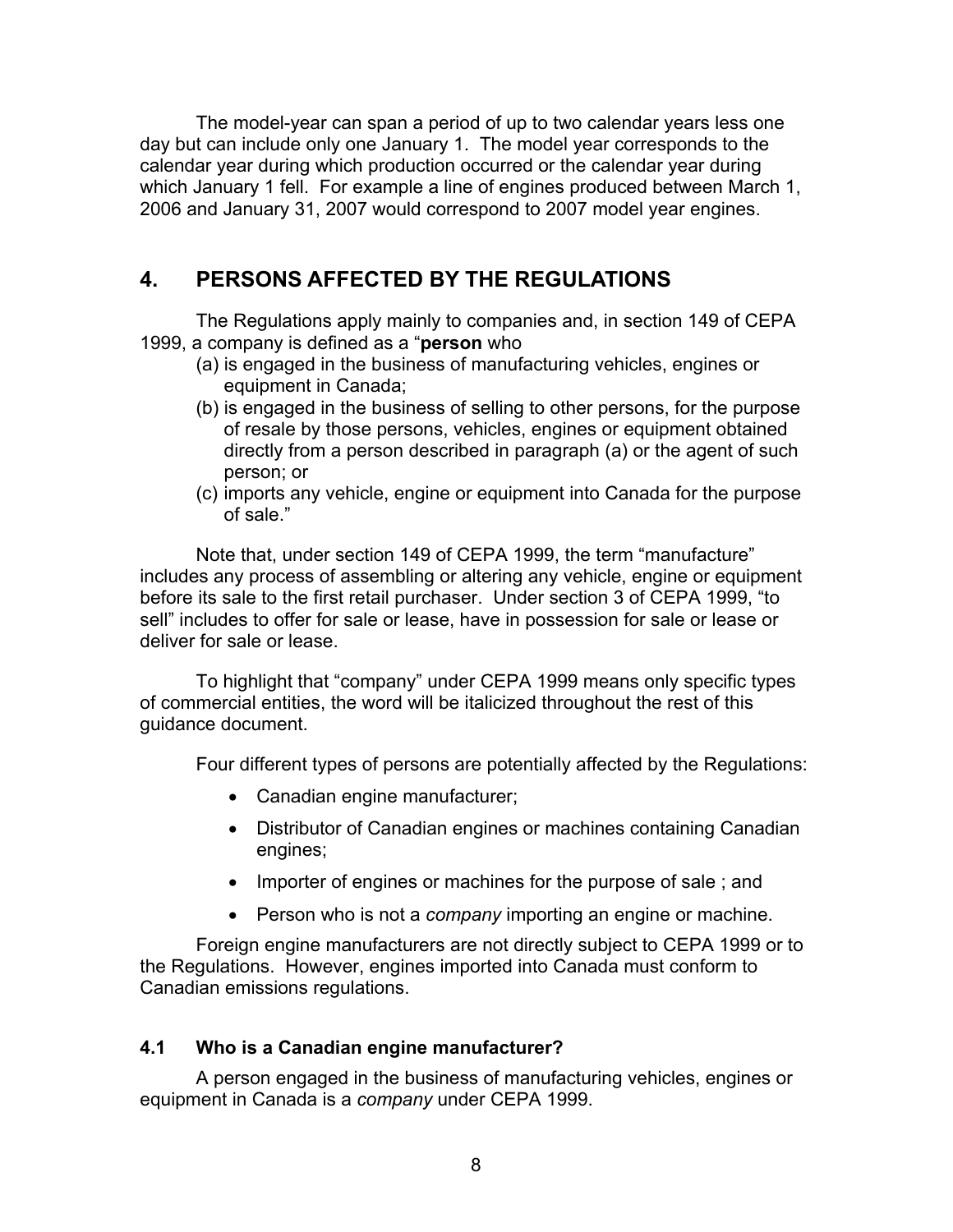The model-year can span a period of up to two calendar years less one day but can include only one January 1. The model year corresponds to the calendar year during which production occurred or the calendar year during which January 1 fell. For example a line of engines produced between March 1, 2006 and January 31, 2007 would correspond to 2007 model year engines.

## 4. PERSONS AFFECTED BY THE REGULATIONS

The Regulations apply mainly to companies and, in section 149 of CEPA 1999, a company is defined as a "**person** who

(a) is engaged in the business of manufacturing vehicles, engines or equipment in Canada;

(b) is engaged in the business of selling to other persons, for the purpose of resale by those persons, vehicles, engines or equipment obtained directly from a person described in paragraph (a) or the agent of such person; or

(c) imports any vehicle, engine or equipment into Canada for the purpose of sale."

Note that, under section 149 of CEPA 1999, the term "manufacture" includes any process of assembling or altering any vehicle, engine or equipment before its sale to the first retail purchaser. Under section 3 of CEPA 1999, "to sell" includes to offer for sale or lease, have in possession for sale or lease or deliver for sale or lease.

To highlight that "company" under CEPA 1999 means only specific types of commercial entities, the word will be italicized throughout the rest of this guidance document.

Four different types of persons are potentially affected by the Regulations:

- Canadian engine manufacturer;
- Distributor of Canadian engines or machines containing Canadian engines;
- Importer of engines or machines for the purpose of sale ; and
- Person who is not a *company* importing an engine or machine.

Foreign engine manufacturers are not directly subject to CEPA 1999 or to the Regulations. However, engines imported into Canada must conform to Canadian emissions regulations.

### 4.1 Who is a Canadian engine manufacturer?

A person engaged in the business of manufacturing vehicles, engines or equipment in Canada is a *company* under CEPA 1999.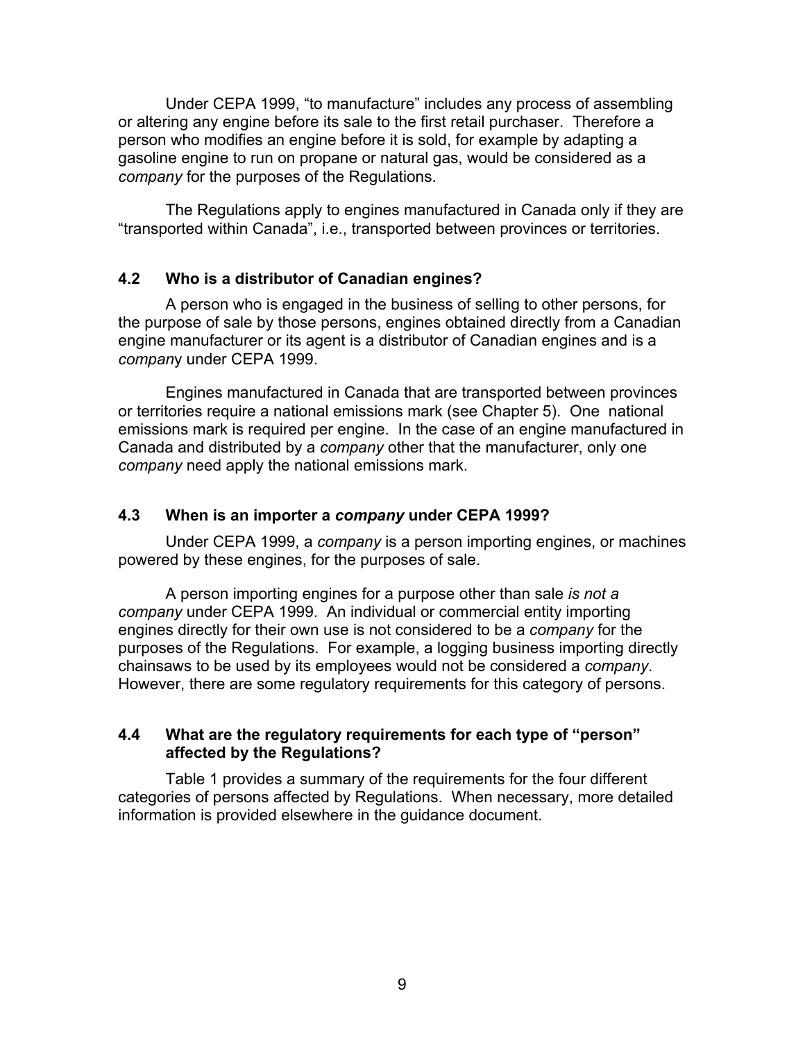Under CEPA 1999, “to manufacture” includes any process of assembling or altering any engine before its sale to the first retail purchaser. Therefore a person who modifies an engine before it is sold, for example by adapting a gasoline engine to run on propane or natural gas, would be considered as a *company* for the purposes of the Regulations.

The Regulations apply to engines manufactured in Canada only if they are “transported within Canada”, i.e., transported between provinces or territories.

### 4.2 Who is a distributor of Canadian engines?

A person who is engaged in the business of selling to other persons, for the purpose of sale by those persons, engines obtained directly from a Canadian engine manufacturer or its agent is a distributor of Canadian engines and is a *compan*y under CEPA 1999.

Engines manufactured in Canada that are transported between provinces or territories require a national emissions mark (see Chapter 5). One national emissions mark is required per engine. In the case of an engine manufactured in Canada and distributed by a *company* other that the manufacturer, only one *company* need apply the national emissions mark.

### 4.3 When is an importer a *company* under CEPA 1999?

Under CEPA 1999, a *company* is a person importing engines, or machines powered by these engines, for the purposes of sale.

A person importing engines for a purpose other than sale *is not a company* under CEPA 1999. An individual or commercial entity importing engines directly for their own use is not considered to be a *company* for the purposes of the Regulations. For example, a logging business importing directly chainsaws to be used by its employees would not be considered a *company*. However, there are some regulatory requirements for this category of persons.

### 4.4 What are the regulatory requirements for each type of “person” affected by the Regulations?

Table 1 provides a summary of the requirements for the four different categories of persons affected by Regulations. When necessary, more detailed information is provided elsewhere in the guidance document.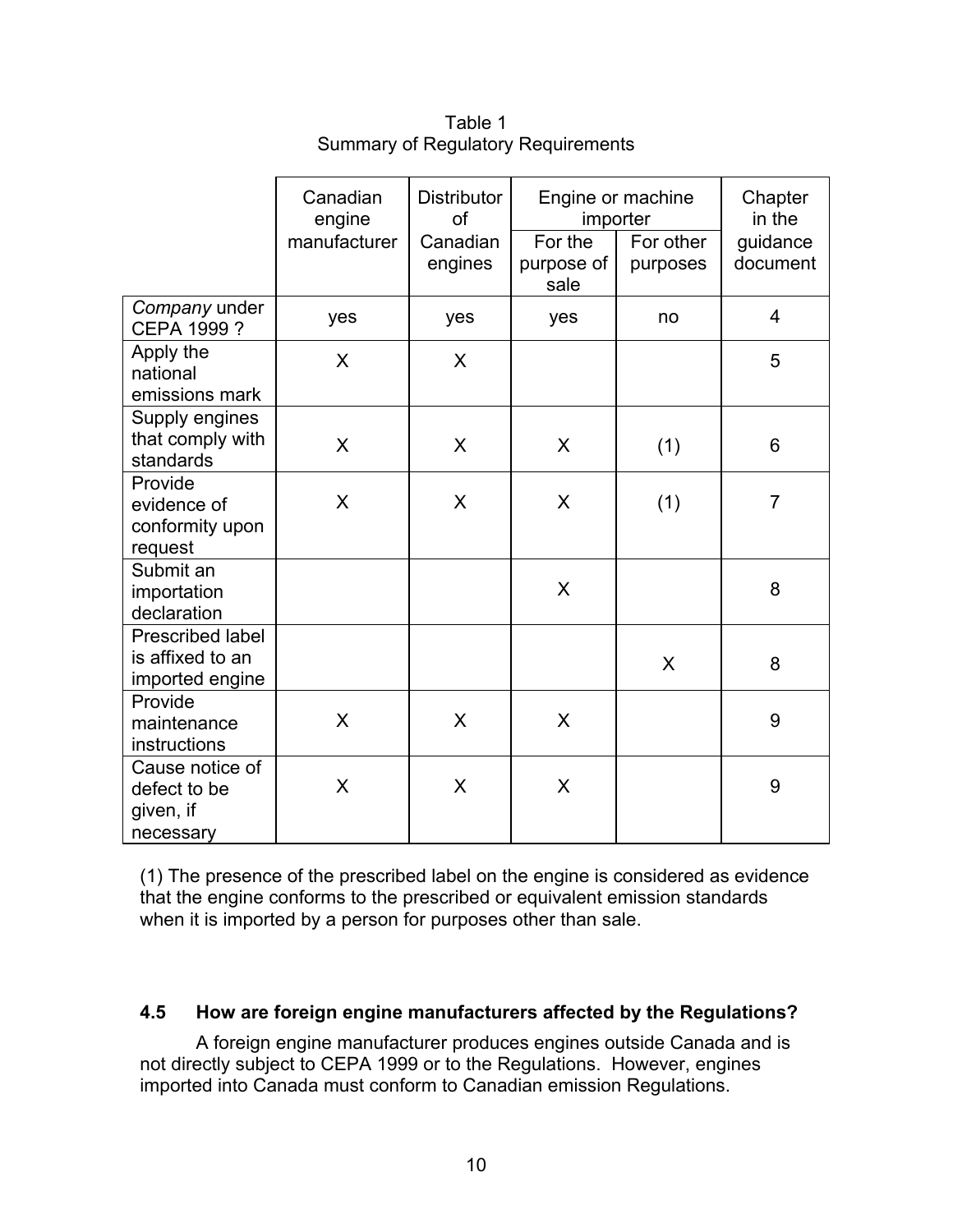Table 1
Summary of Regulatory Requirements

| | Canadian engine manufacturer | Distributor of Canadian engines | Engine or machine importer | | Chapter in the guidance document |
|---|---|---|---|---|---|
| | | | For the purpose of sale | For other purposes | |
| *Company* under CEPA 1999 ? | yes | yes | yes | no | 4 |
| Apply the national emissions mark | X | X | | | 5 |
| Supply engines that comply with standards | X | X | X | (1) | 6 |
| Provide evidence of conformity upon request | X | X | X | (1) | 7 |
| Submit an importation declaration | | | X | | 8 |
| Prescribed label is affixed to an imported engine | | | | X | 8 |
| Provide maintenance instructions | X | X | X | | 9 |
| Cause notice of defect to be given, if necessary | X | X | X | | 9 |

(1) The presence of the prescribed label on the engine is considered as evidence that the engine conforms to the prescribed or equivalent emission standards when it is imported by a person for purposes other than sale.

### 4.5 How are foreign engine manufacturers affected by the Regulations?

A foreign engine manufacturer produces engines outside Canada and is not directly subject to CEPA 1999 or to the Regulations. However, engines imported into Canada must conform to Canadian emission Regulations.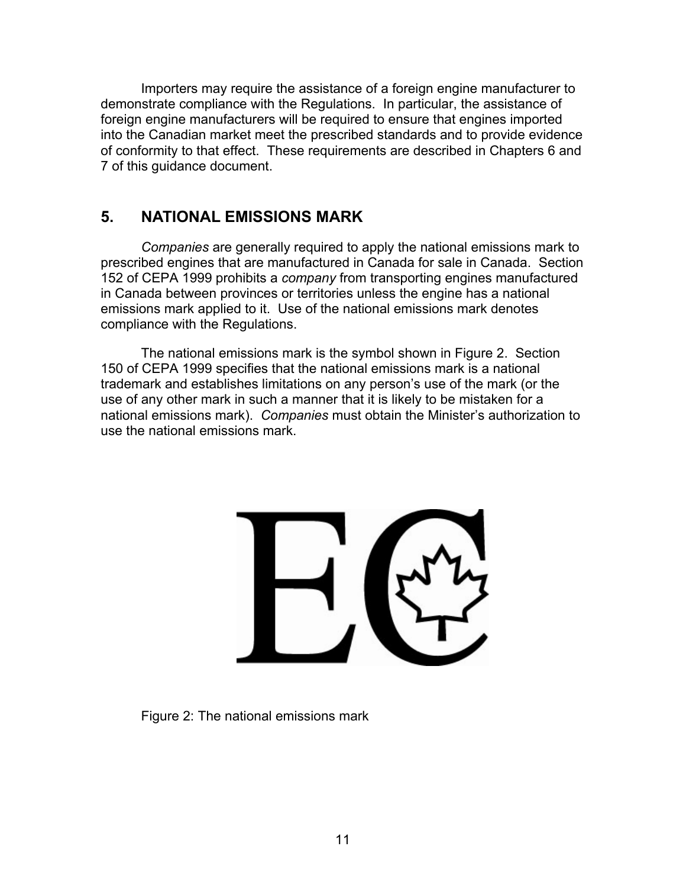Importers may require the assistance of a foreign engine manufacturer to demonstrate compliance with the Regulations. In particular, the assistance of foreign engine manufacturers will be required to ensure that engines imported into the Canadian market meet the prescribed standards and to provide evidence of conformity to that effect. These requirements are described in Chapters 6 and 7 of this guidance document.

## 5. NATIONAL EMISSIONS MARK

*Companies* are generally required to apply the national emissions mark to prescribed engines that are manufactured in Canada for sale in Canada. Section 152 of CEPA 1999 prohibits a *company* from transporting engines manufactured in Canada between provinces or territories unless the engine has a national emissions mark applied to it. Use of the national emissions mark denotes compliance with the Regulations.

The national emissions mark is the symbol shown in Figure 2. Section 150 of CEPA 1999 specifies that the national emissions mark is a national trademark and establishes limitations on any person's use of the mark (or the use of any other mark in such a manner that it is likely to be mistaken for a national emissions mark). *Companies* must obtain the Minister's authorization to use the national emissions mark.

Figure 2: The national emissions mark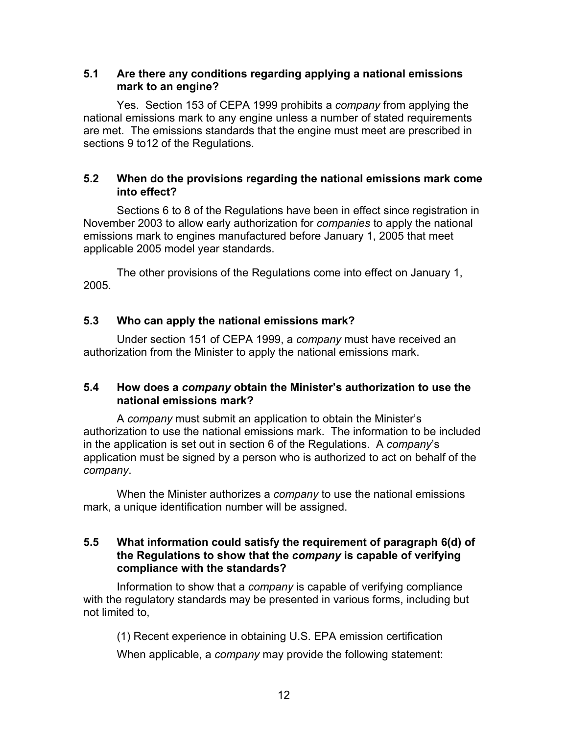### 5.1 Are there any conditions regarding applying a national emissions mark to an engine?

Yes. Section 153 of CEPA 1999 prohibits a *company* from applying the national emissions mark to any engine unless a number of stated requirements are met. The emissions standards that the engine must meet are prescribed in sections 9 to12 of the Regulations.

### 5.2 When do the provisions regarding the national emissions mark come into effect?

Sections 6 to 8 of the Regulations have been in effect since registration in November 2003 to allow early authorization for *companies* to apply the national emissions mark to engines manufactured before January 1, 2005 that meet applicable 2005 model year standards.

The other provisions of the Regulations come into effect on January 1, 2005.

### 5.3 Who can apply the national emissions mark?

Under section 151 of CEPA 1999, a *company* must have received an authorization from the Minister to apply the national emissions mark.

### 5.4 How does a *company* obtain the Minister's authorization to use the national emissions mark?

A *company* must submit an application to obtain the Minister's authorization to use the national emissions mark. The information to be included in the application is set out in section 6 of the Regulations. A *company*'s application must be signed by a person who is authorized to act on behalf of the *company*.

When the Minister authorizes a *company* to use the national emissions mark, a unique identification number will be assigned.

### 5.5 What information could satisfy the requirement of paragraph 6(d) of the Regulations to show that the *company* is capable of verifying compliance with the standards?

Information to show that a *company* is capable of verifying compliance with the regulatory standards may be presented in various forms, including but not limited to,

(1) Recent experience in obtaining U.S. EPA emission certification

When applicable, a *company* may provide the following statement: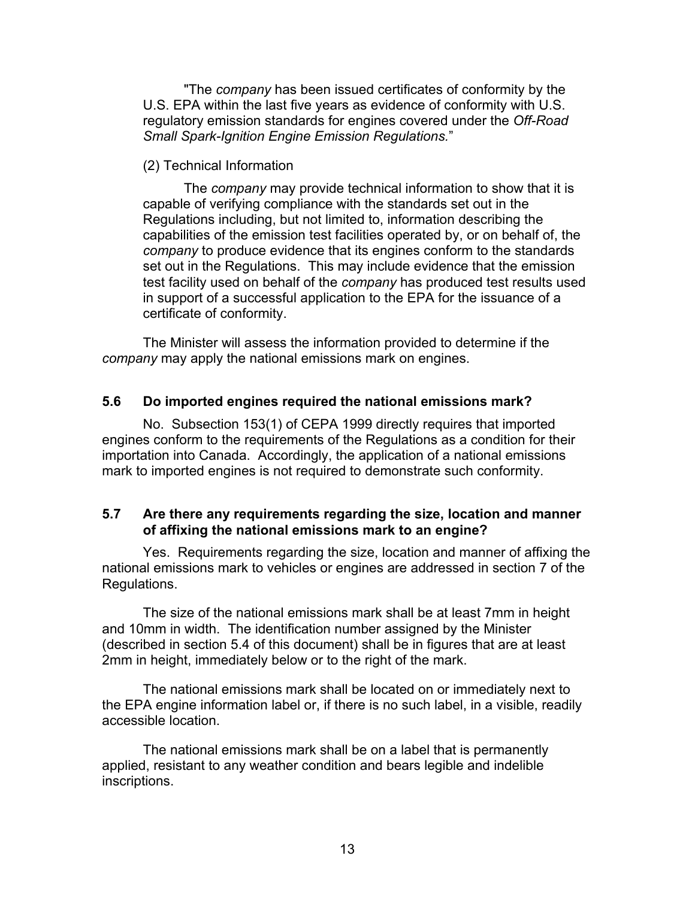"The *company* has been issued certificates of conformity by the U.S. EPA within the last five years as evidence of conformity with U.S. regulatory emission standards for engines covered under the *Off-Road Small Spark-Ignition Engine Emission Regulations.*"

(2) Technical Information

The *company* may provide technical information to show that it is capable of verifying compliance with the standards set out in the Regulations including, but not limited to, information describing the capabilities of the emission test facilities operated by, or on behalf of, the *company* to produce evidence that its engines conform to the standards set out in the Regulations. This may include evidence that the emission test facility used on behalf of the *company* has produced test results used in support of a successful application to the EPA for the issuance of a certificate of conformity.

The Minister will assess the information provided to determine if the *company* may apply the national emissions mark on engines.

### 5.6 Do imported engines required the national emissions mark?

No. Subsection 153(1) of CEPA 1999 directly requires that imported engines conform to the requirements of the Regulations as a condition for their importation into Canada. Accordingly, the application of a national emissions mark to imported engines is not required to demonstrate such conformity.

### 5.7 Are there any requirements regarding the size, location and manner of affixing the national emissions mark to an engine?

Yes. Requirements regarding the size, location and manner of affixing the national emissions mark to vehicles or engines are addressed in section 7 of the Regulations.

The size of the national emissions mark shall be at least 7mm in height and 10mm in width. The identification number assigned by the Minister (described in section 5.4 of this document) shall be in figures that are at least 2mm in height, immediately below or to the right of the mark.

The national emissions mark shall be located on or immediately next to the EPA engine information label or, if there is no such label, in a visible, readily accessible location.

The national emissions mark shall be on a label that is permanently applied, resistant to any weather condition and bears legible and indelible inscriptions.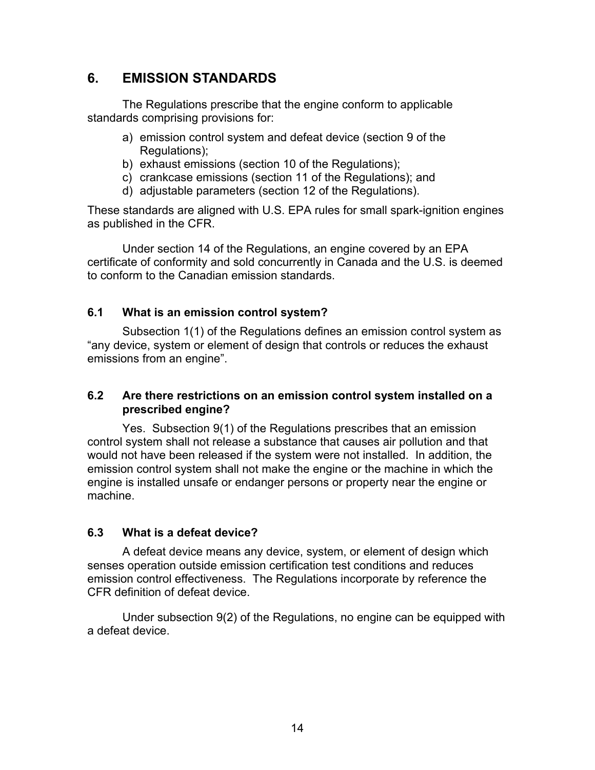## 6. EMISSION STANDARDS

The Regulations prescribe that the engine conform to applicable standards comprising provisions for:

a) emission control system and defeat device (section 9 of the Regulations);
b) exhaust emissions (section 10 of the Regulations);
c) crankcase emissions (section 11 of the Regulations); and
d) adjustable parameters (section 12 of the Regulations).

These standards are aligned with U.S. EPA rules for small spark-ignition engines as published in the CFR.

Under section 14 of the Regulations, an engine covered by an EPA certificate of conformity and sold concurrently in Canada and the U.S. is deemed to conform to the Canadian emission standards.

### 6.1 What is an emission control system?

Subsection 1(1) of the Regulations defines an emission control system as "any device, system or element of design that controls or reduces the exhaust emissions from an engine".

### 6.2 Are there restrictions on an emission control system installed on a prescribed engine?

Yes. Subsection 9(1) of the Regulations prescribes that an emission control system shall not release a substance that causes air pollution and that would not have been released if the system were not installed. In addition, the emission control system shall not make the engine or the machine in which the engine is installed unsafe or endanger persons or property near the engine or machine.

### 6.3 What is a defeat device?

A defeat device means any device, system, or element of design which senses operation outside emission certification test conditions and reduces emission control effectiveness. The Regulations incorporate by reference the CFR definition of defeat device.

Under subsection 9(2) of the Regulations, no engine can be equipped with a defeat device.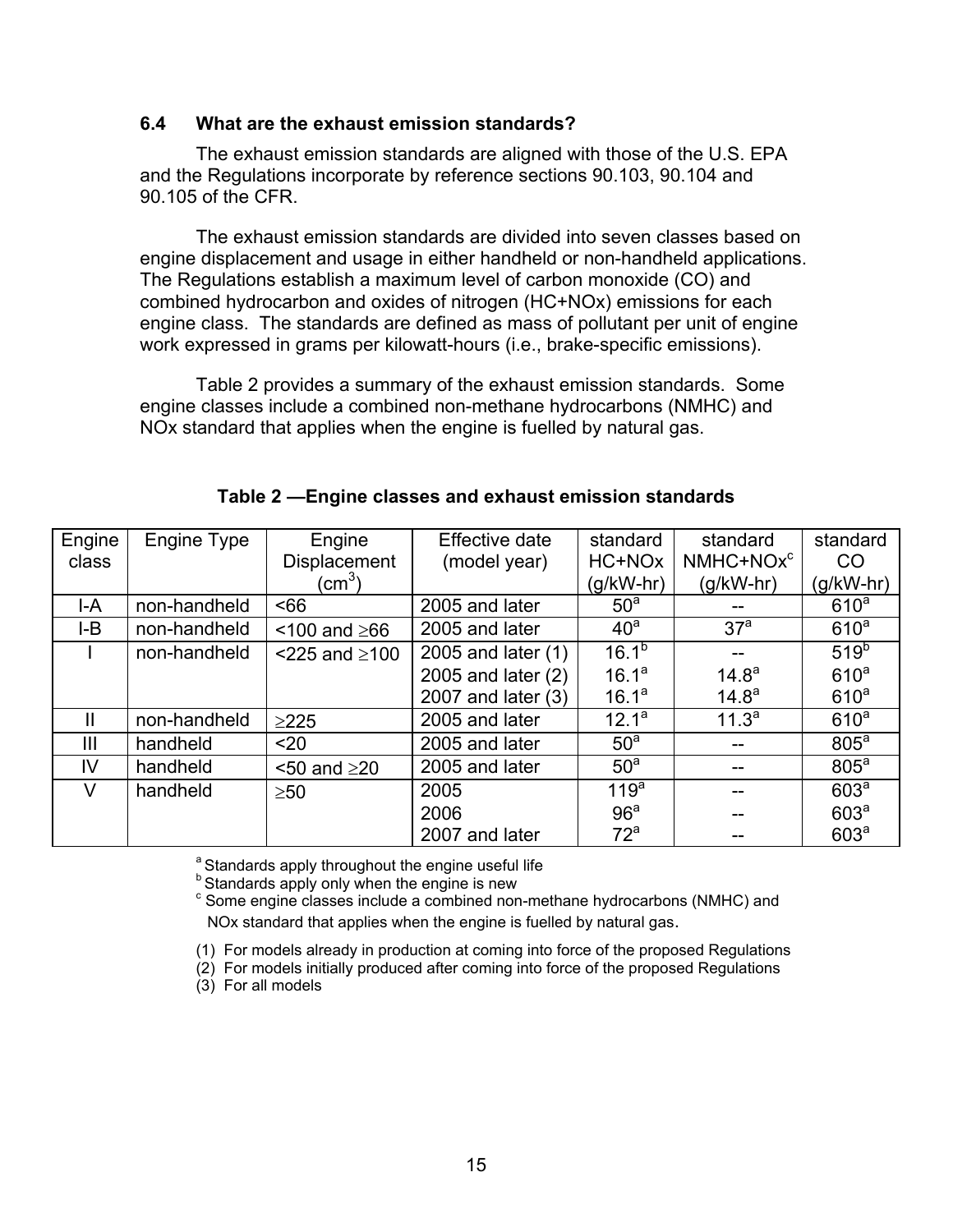### 6.4 What are the exhaust emission standards?

The exhaust emission standards are aligned with those of the U.S. EPA and the Regulations incorporate by reference sections 90.103, 90.104 and 90.105 of the CFR.

The exhaust emission standards are divided into seven classes based on engine displacement and usage in either handheld or non-handheld applications. The Regulations establish a maximum level of carbon monoxide (CO) and combined hydrocarbon and oxides of nitrogen (HC+NOx) emissions for each engine class. The standards are defined as mass of pollutant per unit of engine work expressed in grams per kilowatt-hours (i.e., brake-specific emissions).

Table 2 provides a summary of the exhaust emission standards. Some engine classes include a combined non-methane hydrocarbons (NMHC) and NOx standard that applies when the engine is fuelled by natural gas.

**Table 2 —Engine classes and exhaust emission standards**

| Engine class | Engine Type | Engine Displacement ($cm^3$) | Effective date (model year) | standard HC+NOx (g/kW-hr) | standard NMHC+NOx[c] (g/kW-hr) | standard CO (g/kW-hr) |
|---|---|---|---|---|---|---|
| I-A | non-handheld | <66 | 2005 and later | 50[a] | -- | 610[a] |
| I-B | non-handheld | <100 and ≥66 | 2005 and later | 40[a] | 37[a] | 610[a] |
| I | non-handheld | <225 and ≥100 | 2005 and later (1) | 16.1[b] | -- | 519[b] |
| | | | 2005 and later (2) | 16.1[a] | 14.8[a] | 610[a] |
| | | | 2007 and later (3) | 16.1[a] | 14.8[a] | 610[a] |
| II | non-handheld | ≥225 | 2005 and later | 12.1[a] | 11.3[a] | 610[a] |
| III | handheld | <20 | 2005 and later | 50[a] | -- | 805[a] |
| IV | handheld | <50 and ≥20 | 2005 and later | 50[a] | -- | 805[a] |
| V | handheld | ≥50 | 2005 | 119[a] | -- | 603[a] |
| | | | 2006 | 96[a] | -- | 603[a] |
| | | | 2007 and later | 72[a] | -- | 603[a] |

[a] Standards apply throughout the engine useful life
[b] Standards apply only when the engine is new
[c] Some engine classes include a combined non-methane hydrocarbons (NMHC) and NOx standard that applies when the engine is fuelled by natural gas.

(1) For models already in production at coming into force of the proposed Regulations
(2) For models initially produced after coming into force of the proposed Regulations
(3) For all models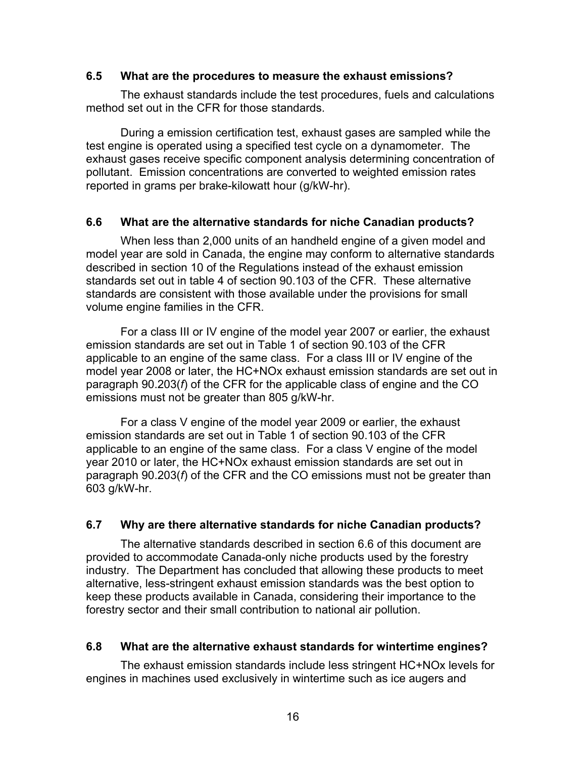### 6.5 What are the procedures to measure the exhaust emissions?

The exhaust standards include the test procedures, fuels and calculations method set out in the CFR for those standards.

During a emission certification test, exhaust gases are sampled while the test engine is operated using a specified test cycle on a dynamometer. The exhaust gases receive specific component analysis determining concentration of pollutant. Emission concentrations are converted to weighted emission rates reported in grams per brake-kilowatt hour (g/kW-hr).

### 6.6 What are the alternative standards for niche Canadian products?

When less than 2,000 units of an handheld engine of a given model and model year are sold in Canada, the engine may conform to alternative standards described in section 10 of the Regulations instead of the exhaust emission standards set out in table 4 of section 90.103 of the CFR. These alternative standards are consistent with those available under the provisions for small volume engine families in the CFR.

For a class III or IV engine of the model year 2007 or earlier, the exhaust emission standards are set out in Table 1 of section 90.103 of the CFR applicable to an engine of the same class. For a class III or IV engine of the model year 2008 or later, the HC+NOx exhaust emission standards are set out in paragraph 90.203(*f*) of the CFR for the applicable class of engine and the CO emissions must not be greater than 805 g/kW-hr.

For a class V engine of the model year 2009 or earlier, the exhaust emission standards are set out in Table 1 of section 90.103 of the CFR applicable to an engine of the same class. For a class V engine of the model year 2010 or later, the HC+NOx exhaust emission standards are set out in paragraph 90.203(*f*) of the CFR and the CO emissions must not be greater than 603 g/kW-hr.

### 6.7 Why are there alternative standards for niche Canadian products?

The alternative standards described in section 6.6 of this document are provided to accommodate Canada-only niche products used by the forestry industry. The Department has concluded that allowing these products to meet alternative, less-stringent exhaust emission standards was the best option to keep these products available in Canada, considering their importance to the forestry sector and their small contribution to national air pollution.

### 6.8 What are the alternative exhaust standards for wintertime engines?

The exhaust emission standards include less stringent HC+NOx levels for engines in machines used exclusively in wintertime such as ice augers and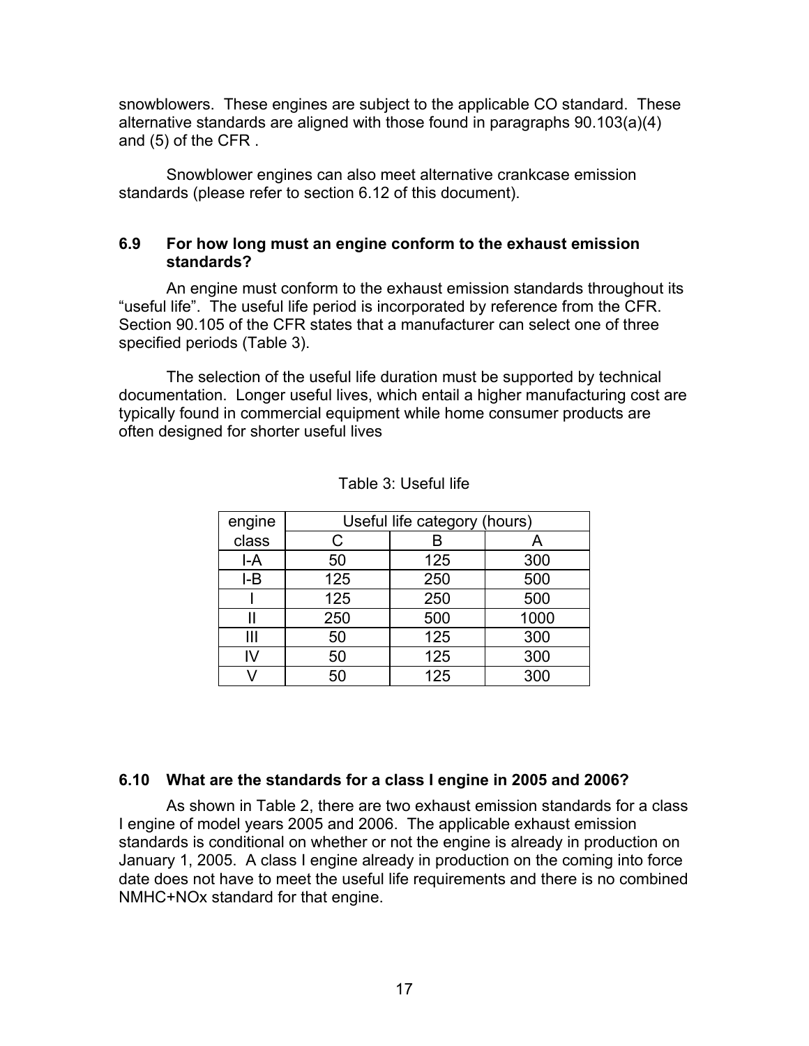snowblowers. These engines are subject to the applicable CO standard. These alternative standards are aligned with those found in paragraphs 90.103(a)(4) and (5) of the CFR .

Snowblower engines can also meet alternative crankcase emission standards (please refer to section 6.12 of this document).

### 6.9 For how long must an engine conform to the exhaust emission standards?

An engine must conform to the exhaust emission standards throughout its "useful life". The useful life period is incorporated by reference from the CFR. Section 90.105 of the CFR states that a manufacturer can select one of three specified periods (Table 3).

The selection of the useful life duration must be supported by technical documentation. Longer useful lives, which entail a higher manufacturing cost are typically found in commercial equipment while home consumer products are often designed for shorter useful lives

Table 3: Useful life

| engine | Useful life category (hours) | | |
|---|---|---|---|
| class | C | B | A |
| I-A | 50 | 125 | 300 |
| I-B | 125 | 250 | 500 |
| I | 125 | 250 | 500 |
| II | 250 | 500 | 1000 |
| III | 50 | 125 | 300 |
| IV | 50 | 125 | 300 |
| V | 50 | 125 | 300 |

### 6.10 What are the standards for a class I engine in 2005 and 2006?

As shown in Table 2, there are two exhaust emission standards for a class I engine of model years 2005 and 2006. The applicable exhaust emission standards is conditional on whether or not the engine is already in production on January 1, 2005. A class I engine already in production on the coming into force date does not have to meet the useful life requirements and there is no combined NMHC+NOx standard for that engine.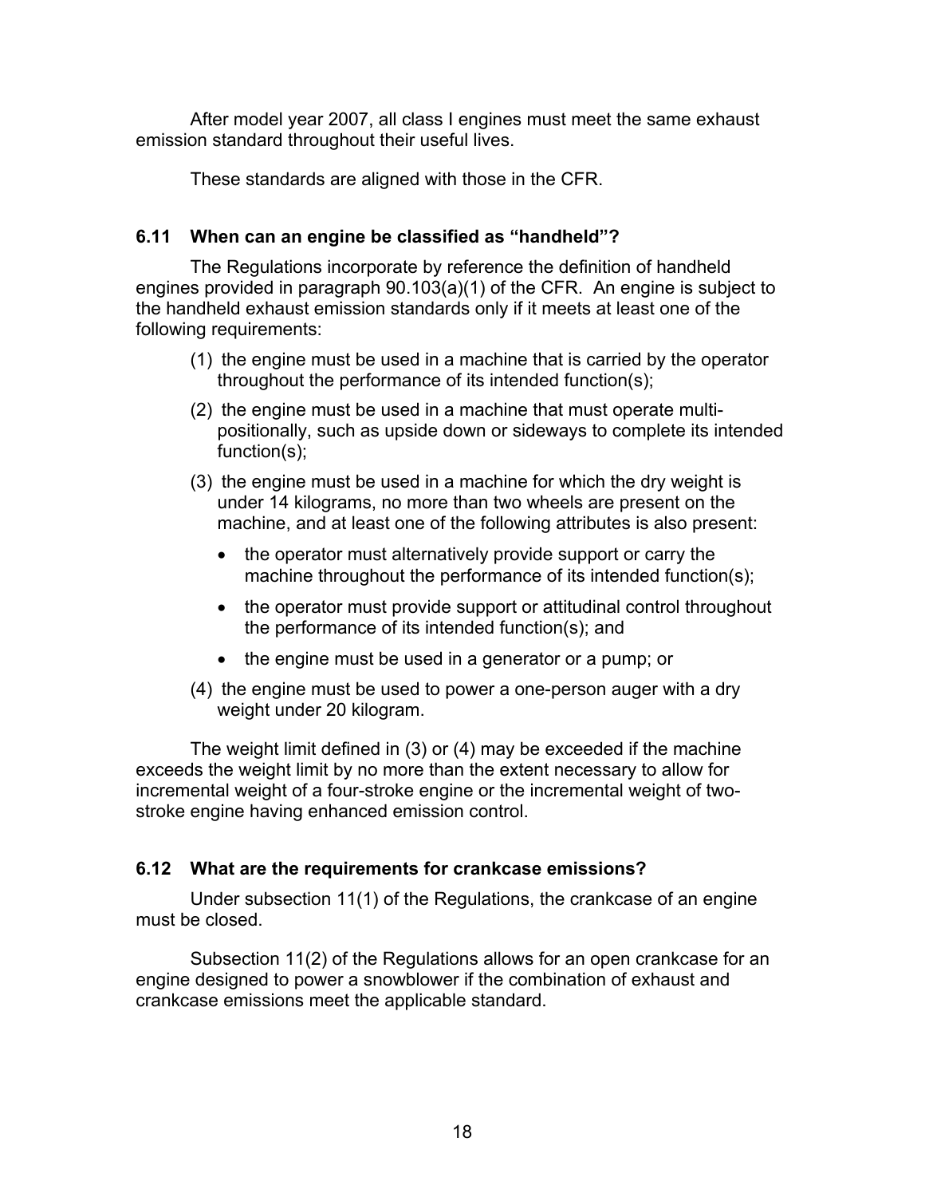After model year 2007, all class I engines must meet the same exhaust emission standard throughout their useful lives.

These standards are aligned with those in the CFR.

### 6.11 When can an engine be classified as "handheld"?

The Regulations incorporate by reference the definition of handheld engines provided in paragraph 90.103(a)(1) of the CFR. An engine is subject to the handheld exhaust emission standards only if it meets at least one of the following requirements:

(1) the engine must be used in a machine that is carried by the operator throughout the performance of its intended function(s);

(2) the engine must be used in a machine that must operate multi-positionally, such as upside down or sideways to complete its intended function(s);

(3) the engine must be used in a machine for which the dry weight is under 14 kilograms, no more than two wheels are present on the machine, and at least one of the following attributes is also present:

- the operator must alternatively provide support or carry the machine throughout the performance of its intended function(s);
- the operator must provide support or attitudinal control throughout the performance of its intended function(s); and
- the engine must be used in a generator or a pump; or

(4) the engine must be used to power a one-person auger with a dry weight under 20 kilogram.

The weight limit defined in (3) or (4) may be exceeded if the machine exceeds the weight limit by no more than the extent necessary to allow for incremental weight of a four-stroke engine or the incremental weight of two-stroke engine having enhanced emission control.

### 6.12 What are the requirements for crankcase emissions?

Under subsection 11(1) of the Regulations, the crankcase of an engine must be closed.

Subsection 11(2) of the Regulations allows for an open crankcase for an engine designed to power a snowblower if the combination of exhaust and crankcase emissions meet the applicable standard.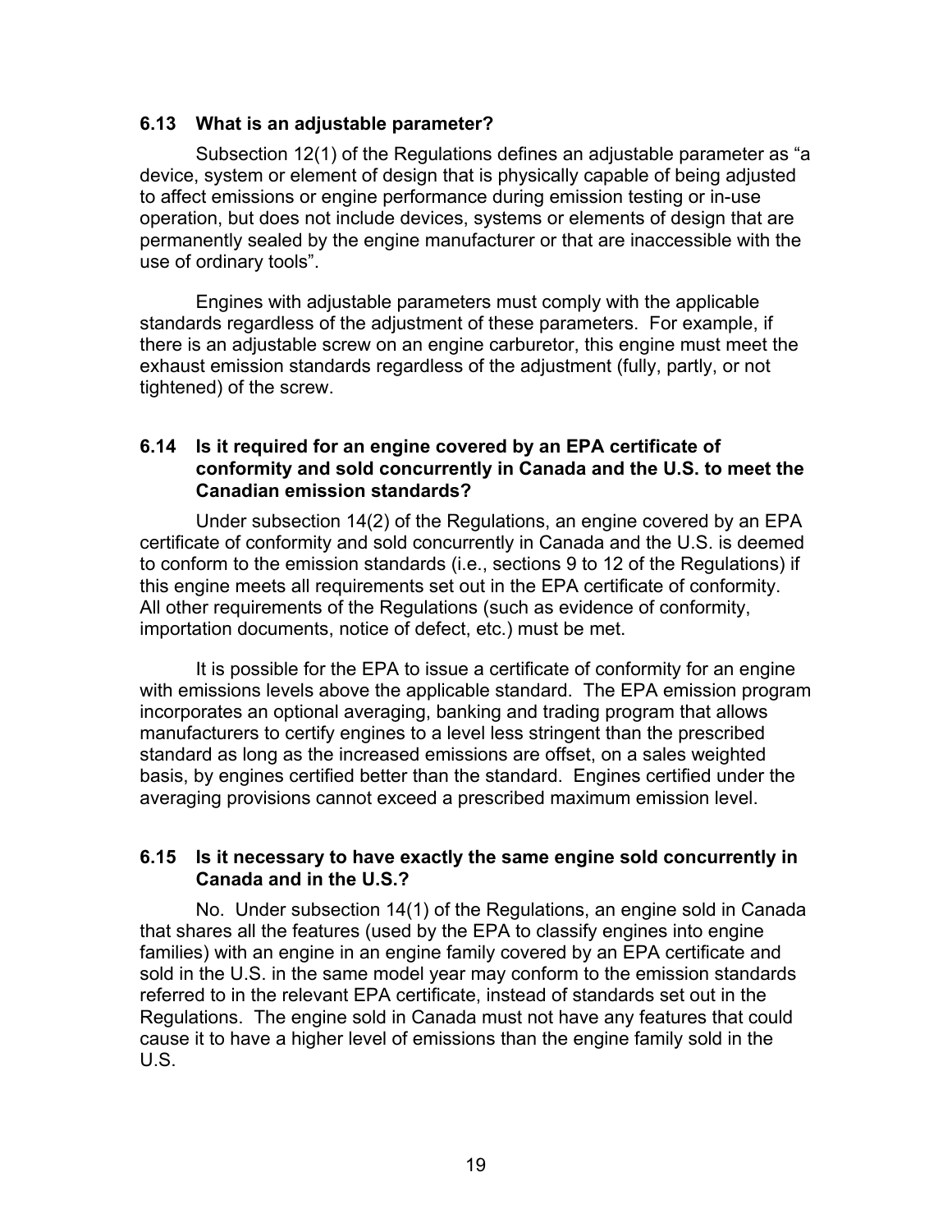### 6.13 What is an adjustable parameter?

Subsection 12(1) of the Regulations defines an adjustable parameter as "a device, system or element of design that is physically capable of being adjusted to affect emissions or engine performance during emission testing or in-use operation, but does not include devices, systems or elements of design that are permanently sealed by the engine manufacturer or that are inaccessible with the use of ordinary tools".

Engines with adjustable parameters must comply with the applicable standards regardless of the adjustment of these parameters. For example, if there is an adjustable screw on an engine carburetor, this engine must meet the exhaust emission standards regardless of the adjustment (fully, partly, or not tightened) of the screw.

### 6.14 Is it required for an engine covered by an EPA certificate of conformity and sold concurrently in Canada and the U.S. to meet the Canadian emission standards?

Under subsection 14(2) of the Regulations, an engine covered by an EPA certificate of conformity and sold concurrently in Canada and the U.S. is deemed to conform to the emission standards (i.e., sections 9 to 12 of the Regulations) if this engine meets all requirements set out in the EPA certificate of conformity. All other requirements of the Regulations (such as evidence of conformity, importation documents, notice of defect, etc.) must be met.

It is possible for the EPA to issue a certificate of conformity for an engine with emissions levels above the applicable standard. The EPA emission program incorporates an optional averaging, banking and trading program that allows manufacturers to certify engines to a level less stringent than the prescribed standard as long as the increased emissions are offset, on a sales weighted basis, by engines certified better than the standard. Engines certified under the averaging provisions cannot exceed a prescribed maximum emission level.

### 6.15 Is it necessary to have exactly the same engine sold concurrently in Canada and in the U.S.?

No. Under subsection 14(1) of the Regulations, an engine sold in Canada that shares all the features (used by the EPA to classify engines into engine families) with an engine in an engine family covered by an EPA certificate and sold in the U.S. in the same model year may conform to the emission standards referred to in the relevant EPA certificate, instead of standards set out in the Regulations. The engine sold in Canada must not have any features that could cause it to have a higher level of emissions than the engine family sold in the U.S.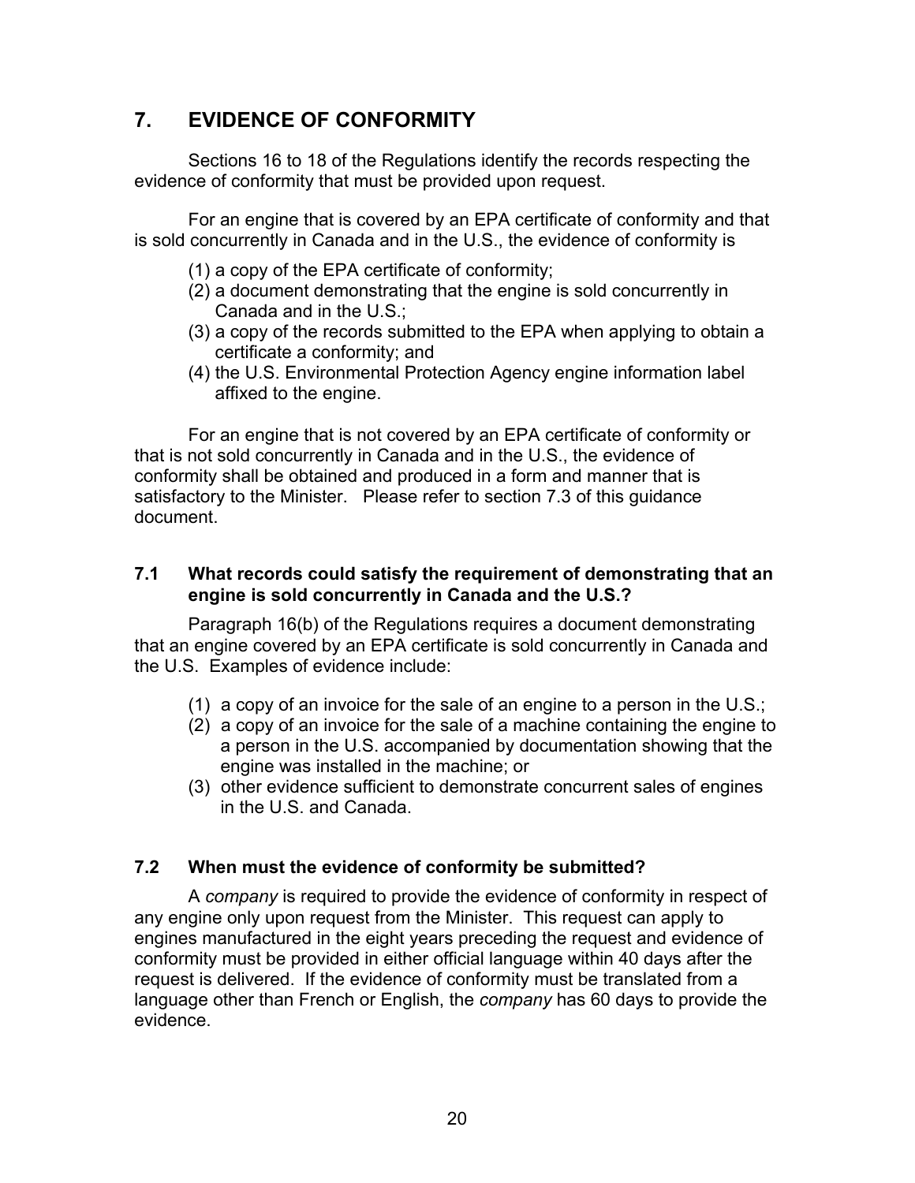## 7. EVIDENCE OF CONFORMITY

Sections 16 to 18 of the Regulations identify the records respecting the evidence of conformity that must be provided upon request.

For an engine that is covered by an EPA certificate of conformity and that is sold concurrently in Canada and in the U.S., the evidence of conformity is

(1) a copy of the EPA certificate of conformity;
(2) a document demonstrating that the engine is sold concurrently in Canada and in the U.S.;
(3) a copy of the records submitted to the EPA when applying to obtain a certificate a conformity; and
(4) the U.S. Environmental Protection Agency engine information label affixed to the engine.

For an engine that is not covered by an EPA certificate of conformity or that is not sold concurrently in Canada and in the U.S., the evidence of conformity shall be obtained and produced in a form and manner that is satisfactory to the Minister. Please refer to section 7.3 of this guidance document.

### 7.1 What records could satisfy the requirement of demonstrating that an engine is sold concurrently in Canada and the U.S.?

Paragraph 16(b) of the Regulations requires a document demonstrating that an engine covered by an EPA certificate is sold concurrently in Canada and the U.S. Examples of evidence include:

(1) a copy of an invoice for the sale of an engine to a person in the U.S.;
(2) a copy of an invoice for the sale of a machine containing the engine to a person in the U.S. accompanied by documentation showing that the engine was installed in the machine; or
(3) other evidence sufficient to demonstrate concurrent sales of engines in the U.S. and Canada.

### 7.2 When must the evidence of conformity be submitted?

A *company* is required to provide the evidence of conformity in respect of any engine only upon request from the Minister. This request can apply to engines manufactured in the eight years preceding the request and evidence of conformity must be provided in either official language within 40 days after the request is delivered. If the evidence of conformity must be translated from a language other than French or English, the *company* has 60 days to provide the evidence.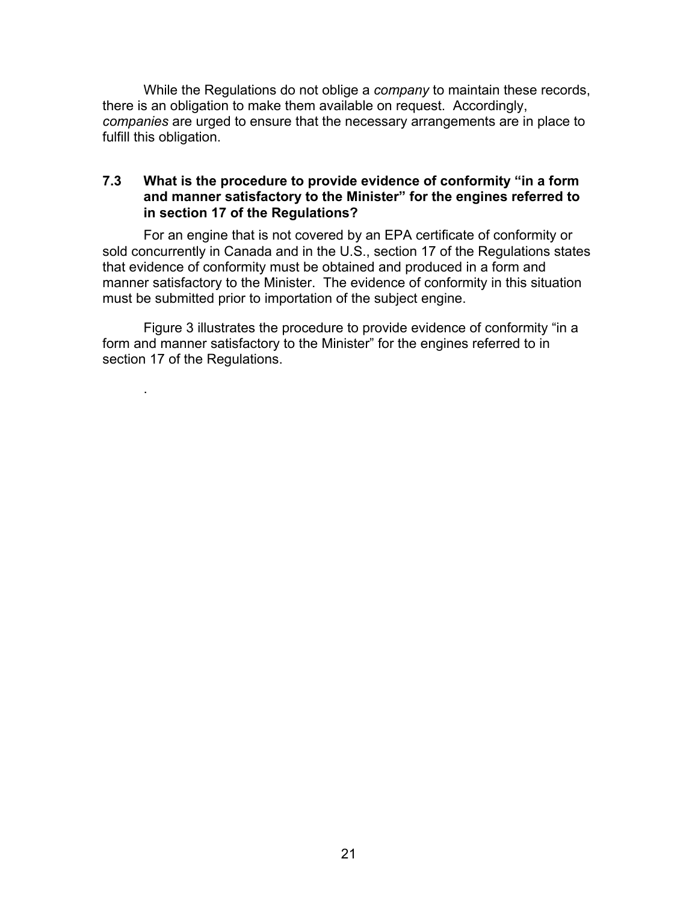While the Regulations do not oblige a *company* to maintain these records, there is an obligation to make them available on request. Accordingly, *companies* are urged to ensure that the necessary arrangements are in place to fulfill this obligation.

### 7.3 What is the procedure to provide evidence of conformity "in a form and manner satisfactory to the Minister" for the engines referred to in section 17 of the Regulations?

For an engine that is not covered by an EPA certificate of conformity or sold concurrently in Canada and in the U.S., section 17 of the Regulations states that evidence of conformity must be obtained and produced in a form and manner satisfactory to the Minister. The evidence of conformity in this situation must be submitted prior to importation of the subject engine.

Figure 3 illustrates the procedure to provide evidence of conformity "in a form and manner satisfactory to the Minister" for the engines referred to in section 17 of the Regulations.

.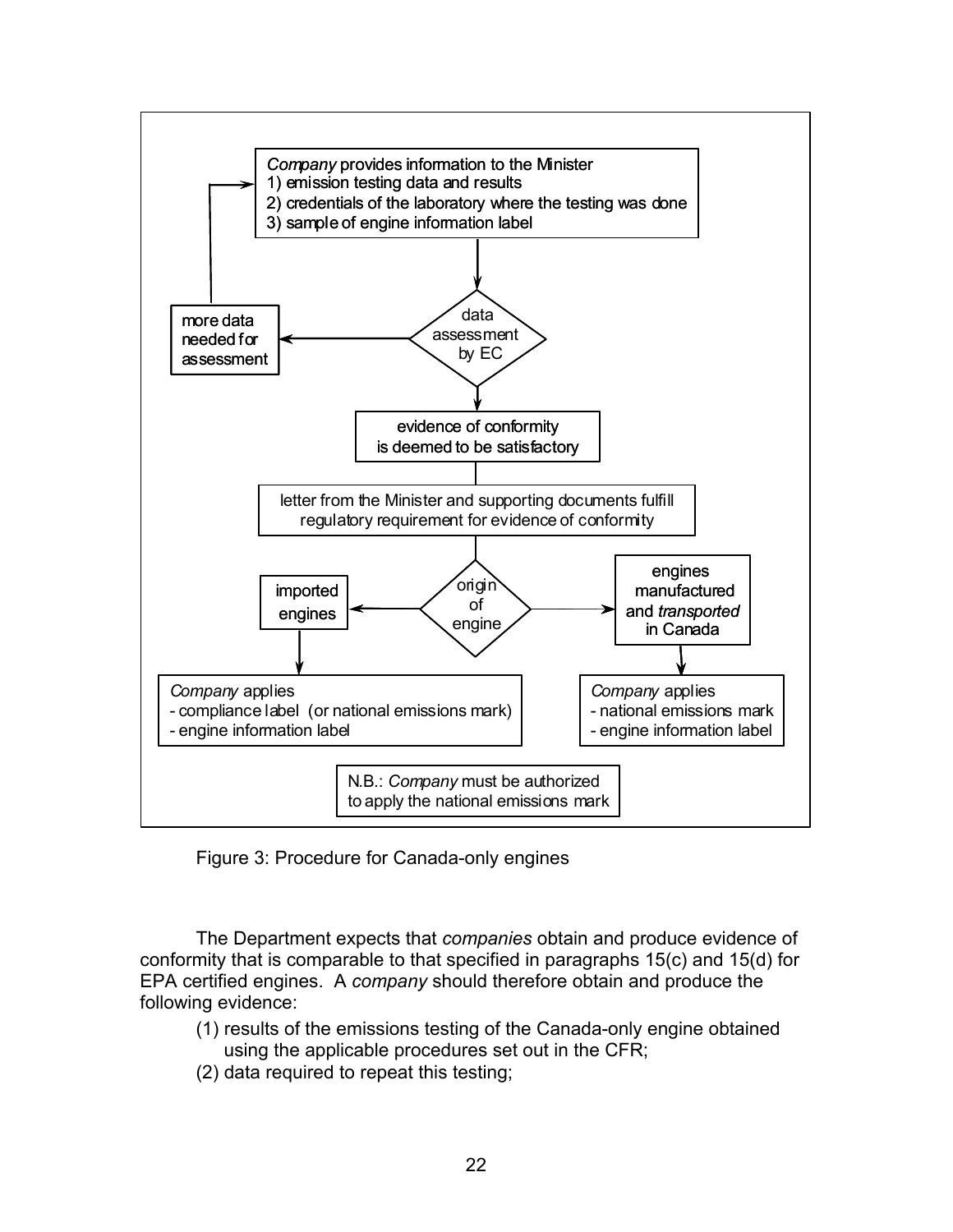*Company* provides information to the Minister
1) emission testing data and results
2) credentials of the laboratory where the testing was done
3) sample of engine information label

data assessment by EC

more data needed for assessment

evidence of conformity is deemed to be satisfactory

letter from the Minister and supporting documents fulfill regulatory requirement for evidence of conformity

origin of engine

imported engines

engines manufactured and *transported* in Canada

*Company* applies
- compliance label (or national emissions mark)
- engine information label

*Company* applies
- national emissions mark
- engine information label

N.B.: *Company* must be authorized to apply the national emissions mark

Figure 3: Procedure for Canada-only engines

The Department expects that *companies* obtain and produce evidence of conformity that is comparable to that specified in paragraphs 15(c) and 15(d) for EPA certified engines. A *company* should therefore obtain and produce the following evidence:

(1) results of the emissions testing of the Canada-only engine obtained using the applicable procedures set out in the CFR;
(2) data required to repeat this testing;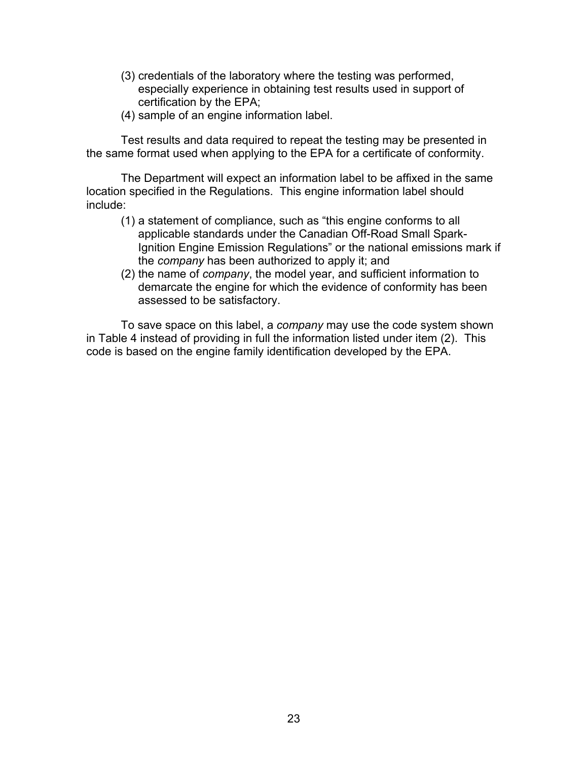(3) credentials of the laboratory where the testing was performed, especially experience in obtaining test results used in support of certification by the EPA;
(4) sample of an engine information label.

Test results and data required to repeat the testing may be presented in the same format used when applying to the EPA for a certificate of conformity.

The Department will expect an information label to be affixed in the same location specified in the Regulations. This engine information label should include:

(1) a statement of compliance, such as “this engine conforms to all applicable standards under the Canadian Off-Road Small Spark-Ignition Engine Emission Regulations” or the national emissions mark if the *company* has been authorized to apply it; and
(2) the name of *company*, the model year, and sufficient information to demarcate the engine for which the evidence of conformity has been assessed to be satisfactory.

To save space on this label, a *company* may use the code system shown in Table 4 instead of providing in full the information listed under item (2). This code is based on the engine family identification developed by the EPA.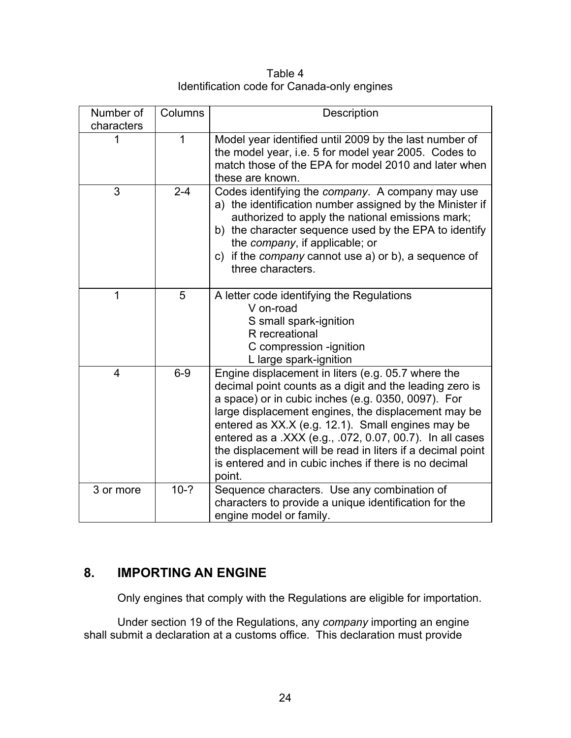Table 4
Identification code for Canada-only engines

| Number of characters | Columns | Description |
|---|---|---|
| 1 | 1 | Model year identified until 2009 by the last number of the model year, i.e. 5 for model year 2005. Codes to match those of the EPA for model 2010 and later when these are known. |
| 3 | 2-4 | Codes identifying the *company*. A company may use a) the identification number assigned by the Minister if authorized to apply the national emissions mark; b) the character sequence used by the EPA to identify the *company*, if applicable; or c) if the *company* cannot use a) or b), a sequence of three characters. |
| 1 | 5 | A letter code identifying the Regulations<br>V on-road<br>S small spark-ignition<br>R recreational<br>C compression -ignition<br>L large spark-ignition |
| 4 | 6-9 | Engine displacement in liters (e.g. 05.7 where the decimal point counts as a digit and the leading zero is a space) or in cubic inches (e.g. 0350, 0097). For large displacement engines, the displacement may be entered as XX.X (e.g. 12.1). Small engines may be entered as a .XXX (e.g., .072, 0.07, 00.7). In all cases the displacement will be read in liters if a decimal point is entered and in cubic inches if there is no decimal point. |
| 3 or more | 10-? | Sequence characters. Use any combination of characters to provide a unique identification for the engine model or family. |

## 8. IMPORTING AN ENGINE

Only engines that comply with the Regulations are eligible for importation.

Under section 19 of the Regulations, any *company* importing an engine shall submit a declaration at a customs office. This declaration must provide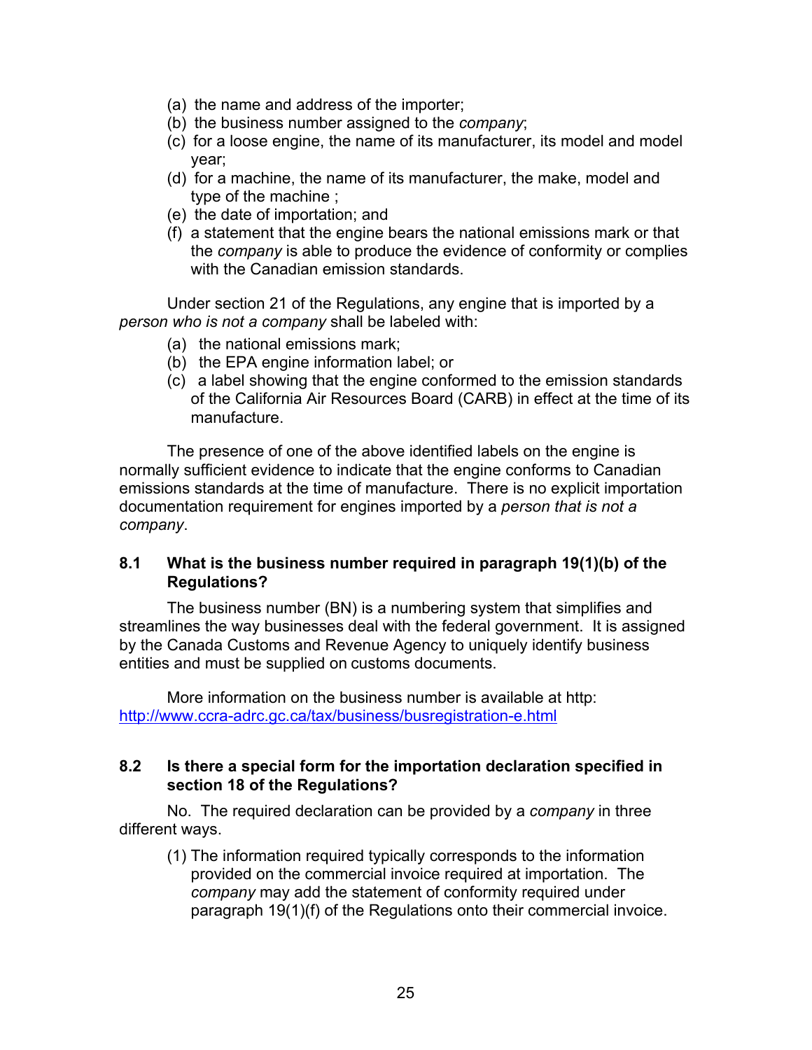(a) the name and address of the importer;
(b) the business number assigned to the *company*;
(c) for a loose engine, the name of its manufacturer, its model and model year;
(d) for a machine, the name of its manufacturer, the make, model and type of the machine ;
(e) the date of importation; and
(f) a statement that the engine bears the national emissions mark or that the *company* is able to produce the evidence of conformity or complies with the Canadian emission standards.

Under section 21 of the Regulations, any engine that is imported by a *person who is not a company* shall be labeled with:

(a) the national emissions mark;
(b) the EPA engine information label; or
(c) a label showing that the engine conformed to the emission standards of the California Air Resources Board (CARB) in effect at the time of its manufacture.

The presence of one of the above identified labels on the engine is normally sufficient evidence to indicate that the engine conforms to Canadian emissions standards at the time of manufacture. There is no explicit importation documentation requirement for engines imported by a *person that is not a company*.

### 8.1 What is the business number required in paragraph 19(1)(b) of the Regulations?

The business number (BN) is a numbering system that simplifies and streamlines the way businesses deal with the federal government. It is assigned by the Canada Customs and Revenue Agency to uniquely identify business entities and must be supplied on customs documents.

More information on the business number is available at http: http://www.ccra-adrc.gc.ca/tax/business/busregistration-e.html

### 8.2 Is there a special form for the importation declaration specified in section 18 of the Regulations?

No. The required declaration can be provided by a *company* in three different ways.

(1) The information required typically corresponds to the information provided on the commercial invoice required at importation. The *company* may add the statement of conformity required under paragraph 19(1)(f) of the Regulations onto their commercial invoice.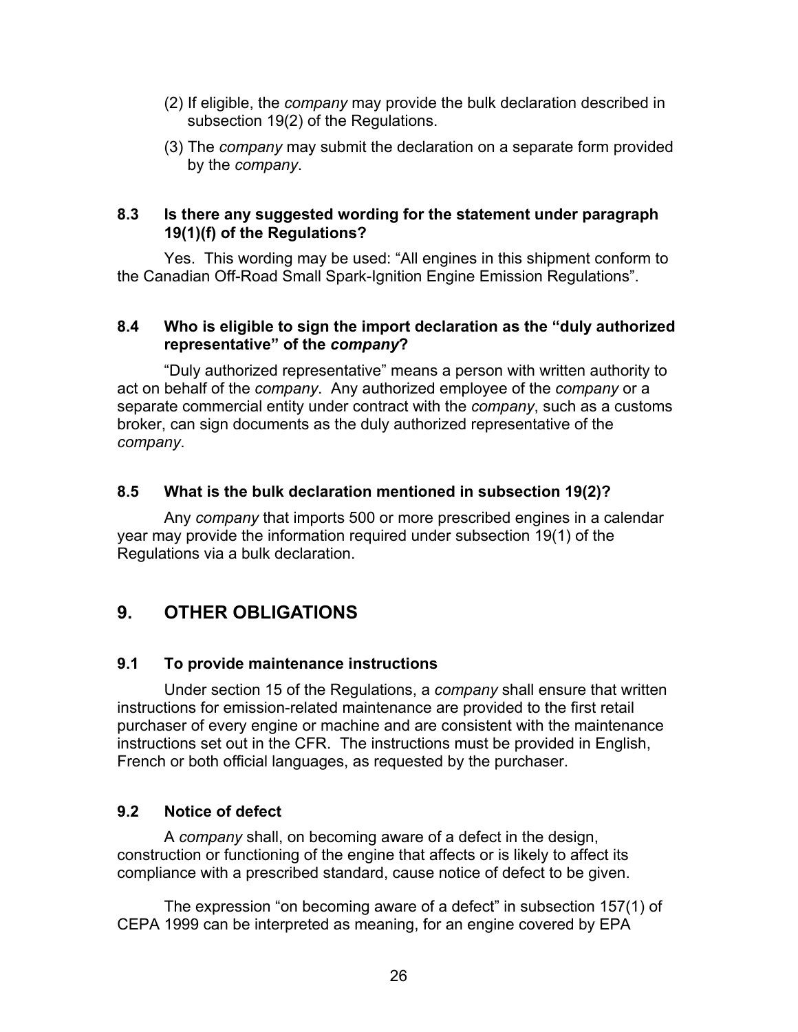(2) If eligible, the *company* may provide the bulk declaration described in subsection 19(2) of the Regulations.

(3) The *company* may submit the declaration on a separate form provided by the *company*.

### 8.3 Is there any suggested wording for the statement under paragraph 19(1)(f) of the Regulations?

Yes. This wording may be used: "All engines in this shipment conform to the Canadian Off-Road Small Spark-Ignition Engine Emission Regulations".

### 8.4 Who is eligible to sign the import declaration as the "duly authorized representative" of the *company*?

"Duly authorized representative" means a person with written authority to act on behalf of the *company*. Any authorized employee of the *company* or a separate commercial entity under contract with the *company*, such as a customs broker, can sign documents as the duly authorized representative of the *company*.

### 8.5 What is the bulk declaration mentioned in subsection 19(2)?

Any *company* that imports 500 or more prescribed engines in a calendar year may provide the information required under subsection 19(1) of the Regulations via a bulk declaration.

## 9. OTHER OBLIGATIONS

### 9.1 To provide maintenance instructions

Under section 15 of the Regulations, a *company* shall ensure that written instructions for emission-related maintenance are provided to the first retail purchaser of every engine or machine and are consistent with the maintenance instructions set out in the CFR. The instructions must be provided in English, French or both official languages, as requested by the purchaser.

### 9.2 Notice of defect

A *company* shall, on becoming aware of a defect in the design, construction or functioning of the engine that affects or is likely to affect its compliance with a prescribed standard, cause notice of defect to be given.

The expression "on becoming aware of a defect" in subsection 157(1) of CEPA 1999 can be interpreted as meaning, for an engine covered by EPA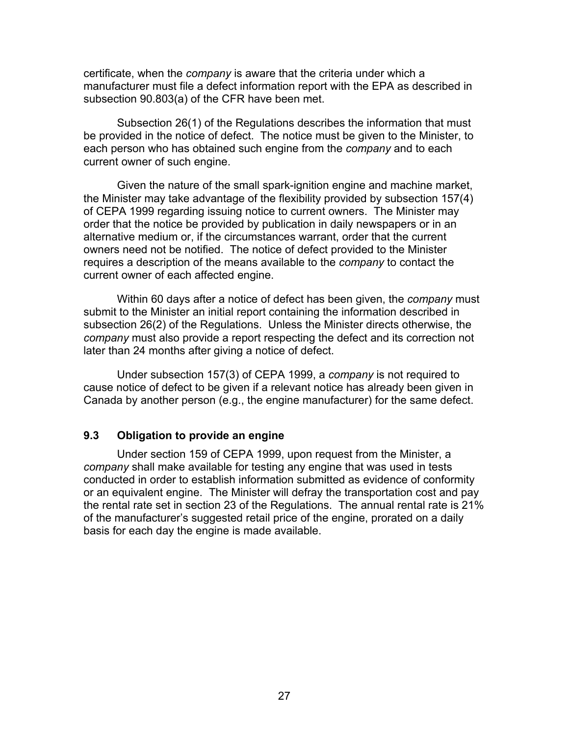certificate, when the *company* is aware that the criteria under which a manufacturer must file a defect information report with the EPA as described in subsection 90.803(a) of the CFR have been met.

Subsection 26(1) of the Regulations describes the information that must be provided in the notice of defect. The notice must be given to the Minister, to each person who has obtained such engine from the *company* and to each current owner of such engine.

Given the nature of the small spark-ignition engine and machine market, the Minister may take advantage of the flexibility provided by subsection 157(4) of CEPA 1999 regarding issuing notice to current owners. The Minister may order that the notice be provided by publication in daily newspapers or in an alternative medium or, if the circumstances warrant, order that the current owners need not be notified. The notice of defect provided to the Minister requires a description of the means available to the *company* to contact the current owner of each affected engine.

Within 60 days after a notice of defect has been given, the *company* must submit to the Minister an initial report containing the information described in subsection 26(2) of the Regulations. Unless the Minister directs otherwise, the *company* must also provide a report respecting the defect and its correction not later than 24 months after giving a notice of defect.

Under subsection 157(3) of CEPA 1999, a *company* is not required to cause notice of defect to be given if a relevant notice has already been given in Canada by another person (e.g., the engine manufacturer) for the same defect.

### 9.3 Obligation to provide an engine

Under section 159 of CEPA 1999, upon request from the Minister, a *company* shall make available for testing any engine that was used in tests conducted in order to establish information submitted as evidence of conformity or an equivalent engine. The Minister will defray the transportation cost and pay the rental rate set in section 23 of the Regulations. The annual rental rate is 21% of the manufacturer's suggested retail price of the engine, prorated on a daily basis for each day the engine is made available.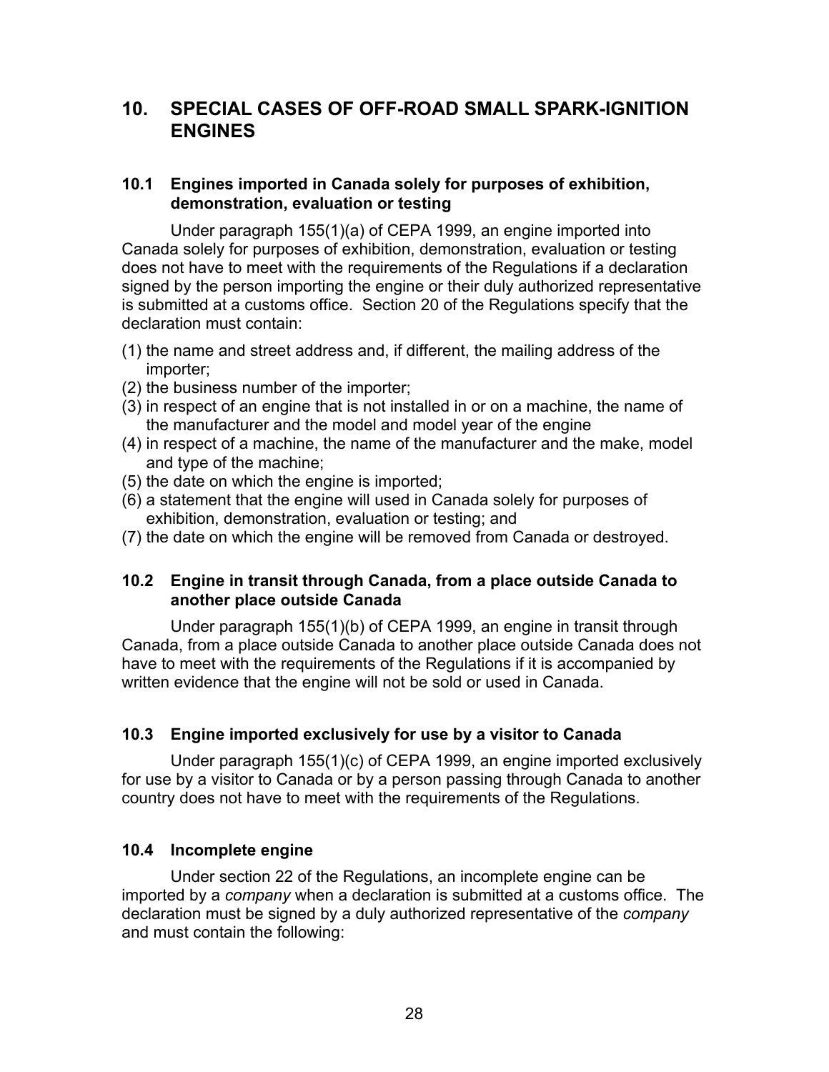## 10. SPECIAL CASES OF OFF-ROAD SMALL SPARK-IGNITION ENGINES

### 10.1 Engines imported in Canada solely for purposes of exhibition, demonstration, evaluation or testing

Under paragraph 155(1)(a) of CEPA 1999, an engine imported into Canada solely for purposes of exhibition, demonstration, evaluation or testing does not have to meet with the requirements of the Regulations if a declaration signed by the person importing the engine or their duly authorized representative is submitted at a customs office. Section 20 of the Regulations specify that the declaration must contain:

(1) the name and street address and, if different, the mailing address of the importer;
(2) the business number of the importer;
(3) in respect of an engine that is not installed in or on a machine, the name of the manufacturer and the model and model year of the engine
(4) in respect of a machine, the name of the manufacturer and the make, model and type of the machine;
(5) the date on which the engine is imported;
(6) a statement that the engine will used in Canada solely for purposes of exhibition, demonstration, evaluation or testing; and
(7) the date on which the engine will be removed from Canada or destroyed.

### 10.2 Engine in transit through Canada, from a place outside Canada to another place outside Canada

Under paragraph 155(1)(b) of CEPA 1999, an engine in transit through Canada, from a place outside Canada to another place outside Canada does not have to meet with the requirements of the Regulations if it is accompanied by written evidence that the engine will not be sold or used in Canada.

### 10.3 Engine imported exclusively for use by a visitor to Canada

Under paragraph 155(1)(c) of CEPA 1999, an engine imported exclusively for use by a visitor to Canada or by a person passing through Canada to another country does not have to meet with the requirements of the Regulations.

### 10.4 Incomplete engine

Under section 22 of the Regulations, an incomplete engine can be imported by a *company* when a declaration is submitted at a customs office. The declaration must be signed by a duly authorized representative of the *company* and must contain the following: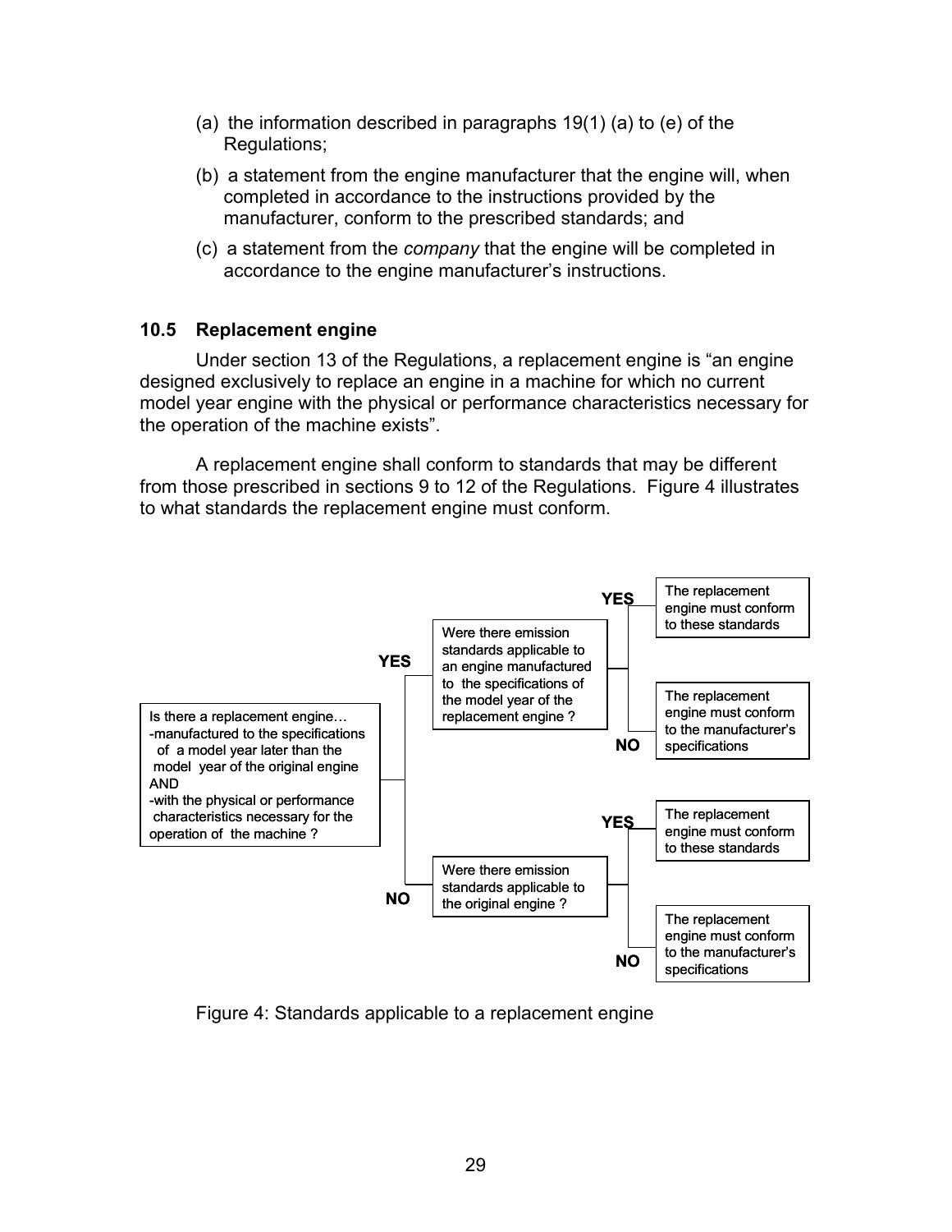(a) the information described in paragraphs 19(1) (a) to (e) of the Regulations;

(b) a statement from the engine manufacturer that the engine will, when completed in accordance to the instructions provided by the manufacturer, conform to the prescribed standards; and

(c) a statement from the *company* that the engine will be completed in accordance to the engine manufacturer's instructions.

### 10.5 Replacement engine

Under section 13 of the Regulations, a replacement engine is "an engine designed exclusively to replace an engine in a machine for which no current model year engine with the physical or performance characteristics necessary for the operation of the machine exists".

A replacement engine shall conform to standards that may be different from those prescribed in sections 9 to 12 of the Regulations. Figure 4 illustrates to what standards the replacement engine must conform.

Is there a replacement engine…
-manufactured to the specifications of a model year later than the model year of the original engine
AND
-with the physical or performance characteristics necessary for the operation of the machine ?

- **YES** → Were there emission standards applicable to an engine manufactured to the specifications of the model year of the replacement engine ?
  - **YES** → The replacement engine must conform to these standards
  - **NO** → The replacement engine must conform to the manufacturer's specifications
- **NO** → Were there emission standards applicable to the original engine ?
  - **YES** → The replacement engine must conform to these standards
  - **NO** → The replacement engine must conform to the manufacturer's specifications

Figure 4: Standards applicable to a replacement engine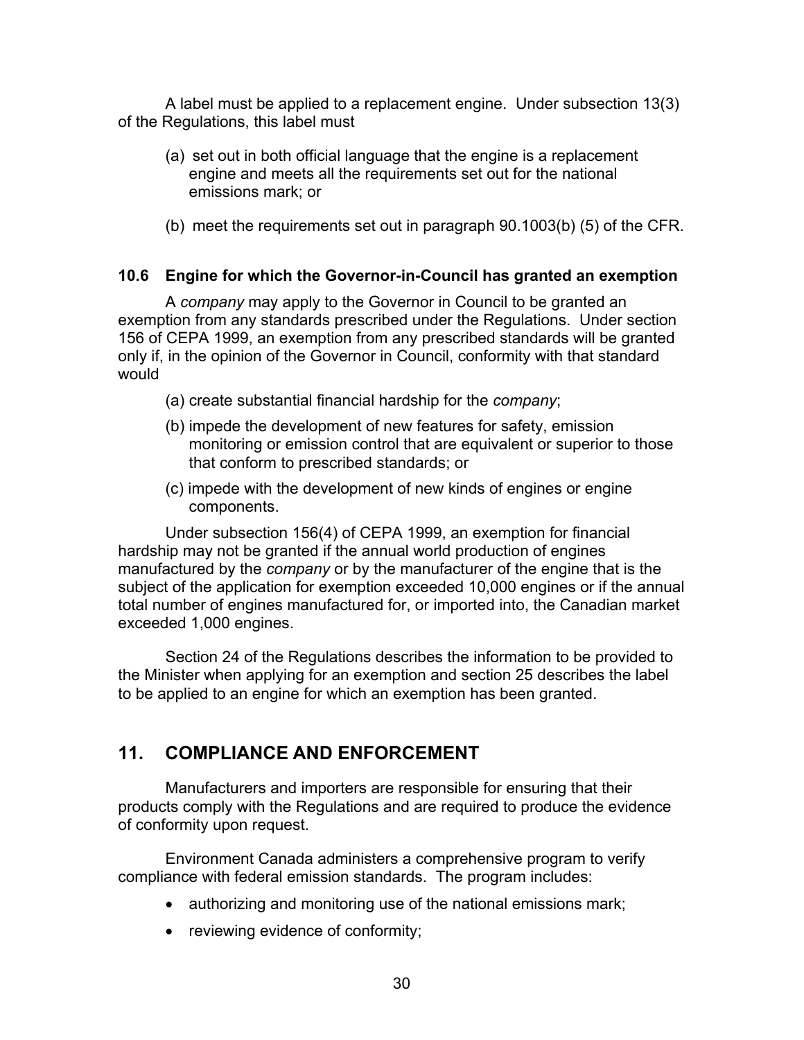A label must be applied to a replacement engine. Under subsection 13(3) of the Regulations, this label must

(a) set out in both official language that the engine is a replacement engine and meets all the requirements set out for the national emissions mark; or

(b) meet the requirements set out in paragraph 90.1003(b) (5) of the CFR.

### 10.6 Engine for which the Governor-in-Council has granted an exemption

A *company* may apply to the Governor in Council to be granted an exemption from any standards prescribed under the Regulations. Under section 156 of CEPA 1999, an exemption from any prescribed standards will be granted only if, in the opinion of the Governor in Council, conformity with that standard would

(a) create substantial financial hardship for the *company*;

(b) impede the development of new features for safety, emission monitoring or emission control that are equivalent or superior to those that conform to prescribed standards; or

(c) impede with the development of new kinds of engines or engine components.

Under subsection 156(4) of CEPA 1999, an exemption for financial hardship may not be granted if the annual world production of engines manufactured by the *company* or by the manufacturer of the engine that is the subject of the application for exemption exceeded 10,000 engines or if the annual total number of engines manufactured for, or imported into, the Canadian market exceeded 1,000 engines.

Section 24 of the Regulations describes the information to be provided to the Minister when applying for an exemption and section 25 describes the label to be applied to an engine for which an exemption has been granted.

## 11. COMPLIANCE AND ENFORCEMENT

Manufacturers and importers are responsible for ensuring that their products comply with the Regulations and are required to produce the evidence of conformity upon request.

Environment Canada administers a comprehensive program to verify compliance with federal emission standards. The program includes:

- authorizing and monitoring use of the national emissions mark;
- reviewing evidence of conformity;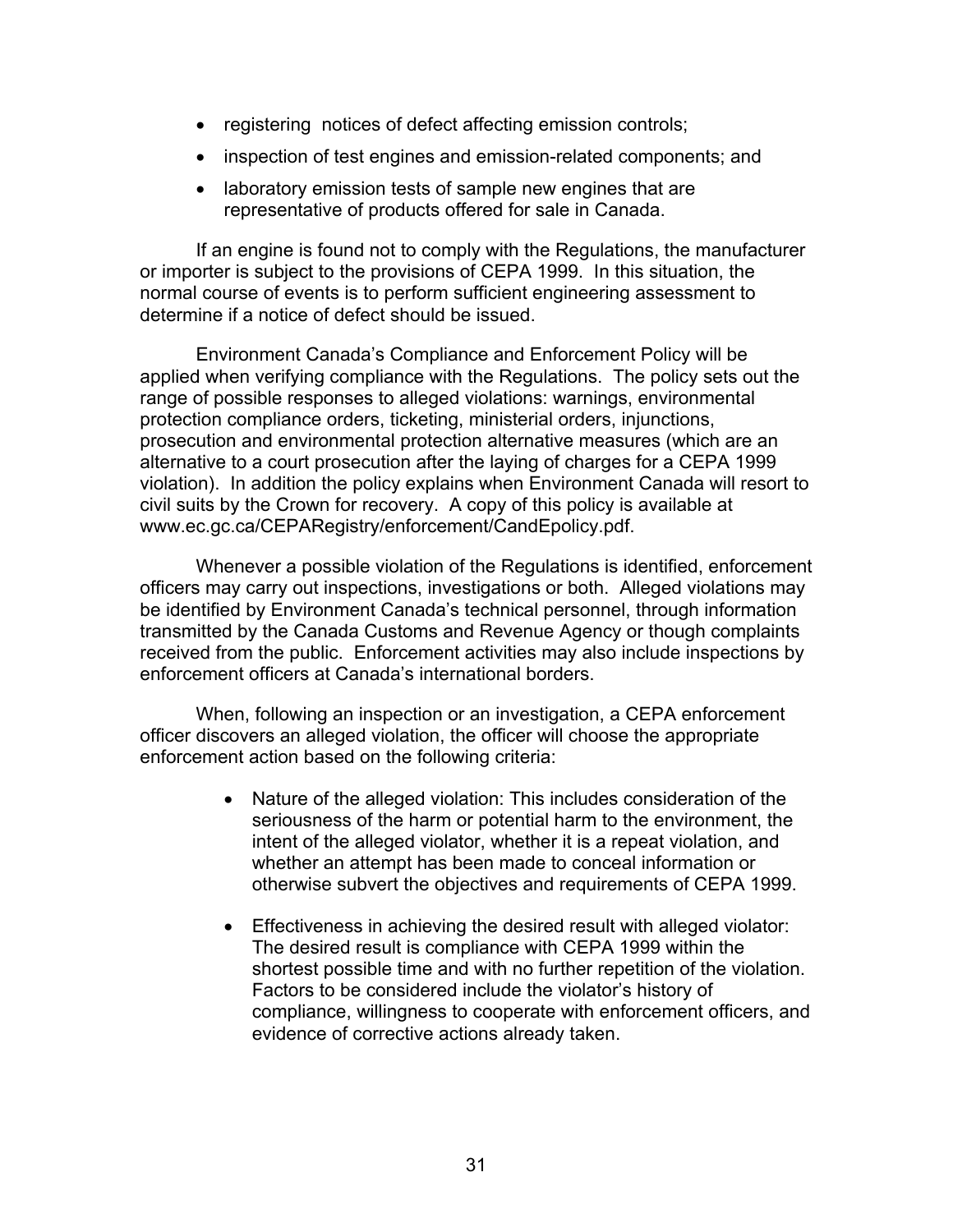- registering  notices of defect affecting emission controls;
- inspection of test engines and emission-related components; and
- laboratory emission tests of sample new engines that are representative of products offered for sale in Canada.

If an engine is found not to comply with the Regulations, the manufacturer or importer is subject to the provisions of CEPA 1999. In this situation, the normal course of events is to perform sufficient engineering assessment to determine if a notice of defect should be issued.

Environment Canada's Compliance and Enforcement Policy will be applied when verifying compliance with the Regulations. The policy sets out the range of possible responses to alleged violations: warnings, environmental protection compliance orders, ticketing, ministerial orders, injunctions, prosecution and environmental protection alternative measures (which are an alternative to a court prosecution after the laying of charges for a CEPA 1999 violation). In addition the policy explains when Environment Canada will resort to civil suits by the Crown for recovery. A copy of this policy is available at www.ec.gc.ca/CEPARegistry/enforcement/CandEpolicy.pdf.

Whenever a possible violation of the Regulations is identified, enforcement officers may carry out inspections, investigations or both. Alleged violations may be identified by Environment Canada's technical personnel, through information transmitted by the Canada Customs and Revenue Agency or though complaints received from the public. Enforcement activities may also include inspections by enforcement officers at Canada's international borders.

When, following an inspection or an investigation, a CEPA enforcement officer discovers an alleged violation, the officer will choose the appropriate enforcement action based on the following criteria:

- Nature of the alleged violation: This includes consideration of the seriousness of the harm or potential harm to the environment, the intent of the alleged violator, whether it is a repeat violation, and whether an attempt has been made to conceal information or otherwise subvert the objectives and requirements of CEPA 1999.

- Effectiveness in achieving the desired result with alleged violator: The desired result is compliance with CEPA 1999 within the shortest possible time and with no further repetition of the violation. Factors to be considered include the violator's history of compliance, willingness to cooperate with enforcement officers, and evidence of corrective actions already taken.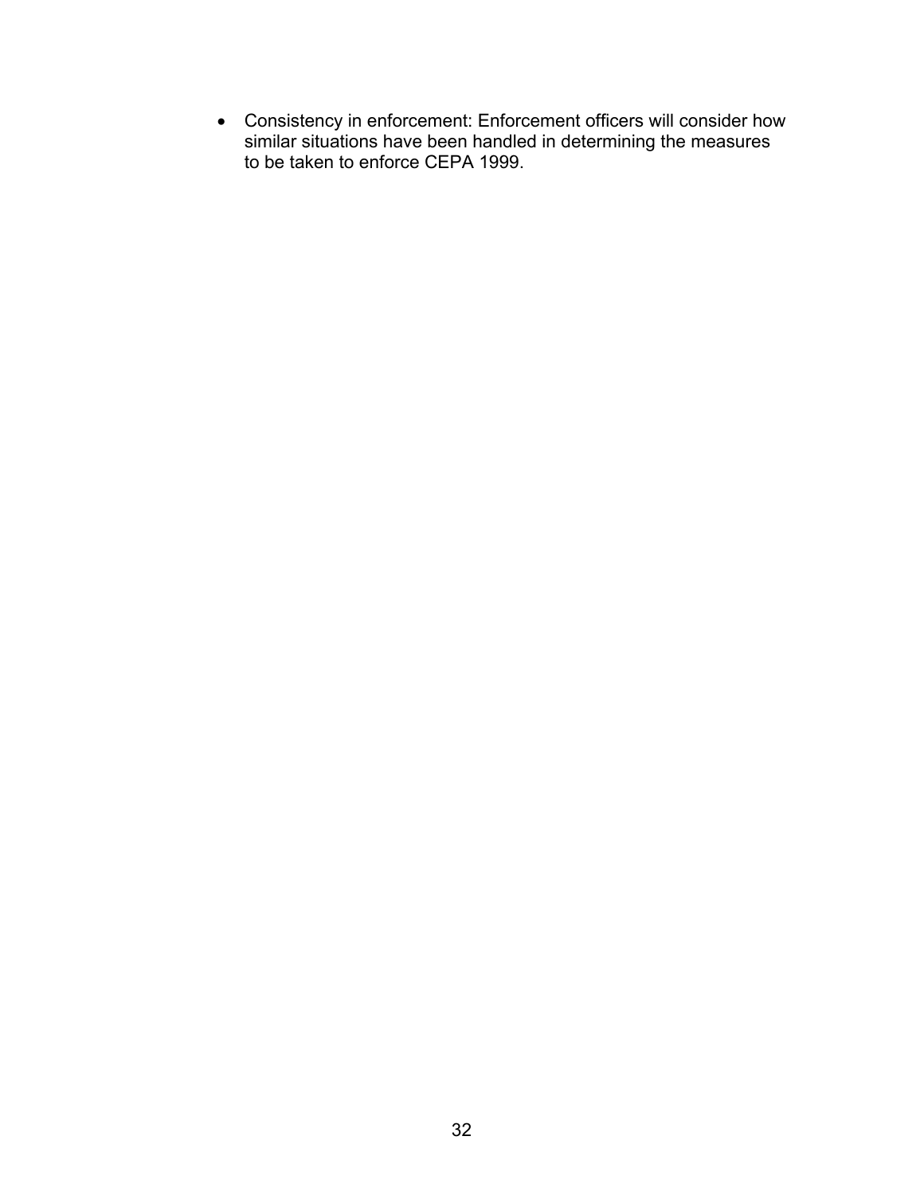- Consistency in enforcement: Enforcement officers will consider how similar situations have been handled in determining the measures to be taken to enforce CEPA 1999.